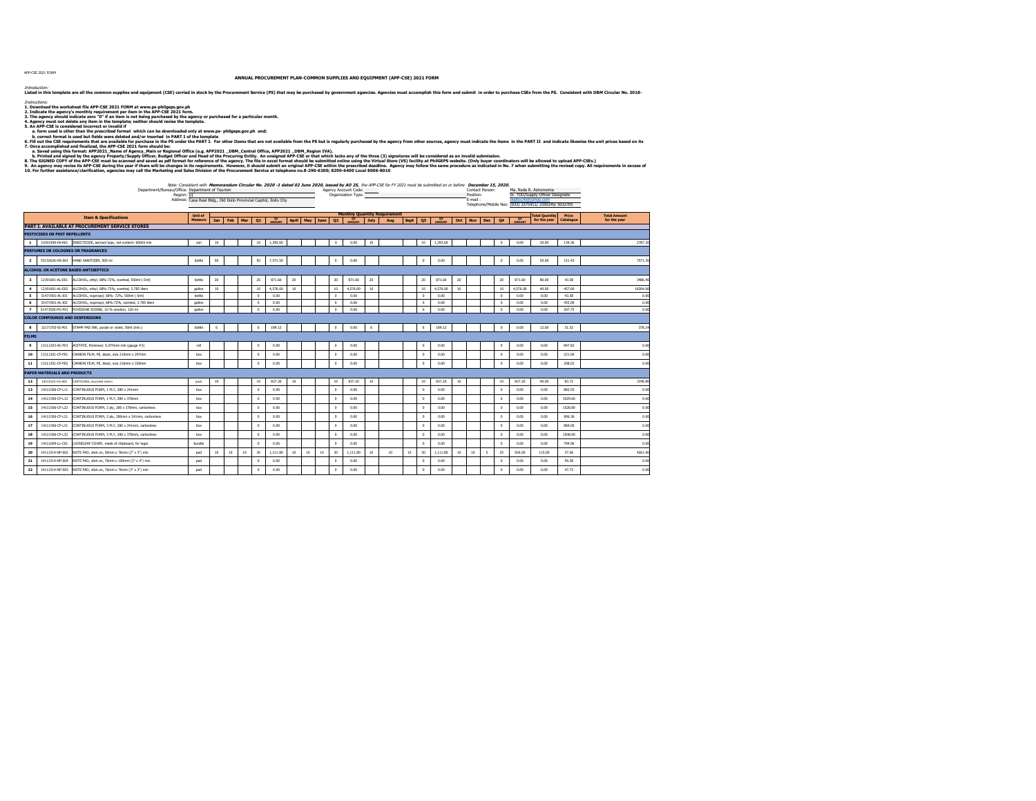APP-CSE 2021 FORM

# ANNUAL PROCUREMENT PLAN-COMMON SUPPLIES AND EQUIPMENT (APP-CSE) 2021 FORM

*Introduction:*

**Listed in this template are all the common supplies and equipment (CSE) carried in stock by the Procurement Service (PS) that may be purchased by government agencies. Agencies must accomplish this form and submit in order to purchase CSEs from the PS. Consistent with DBM Circular No. 2018-**

*Instructions:*

**1. Download the worksheet file APP-CSE 2021 FORM at www.ps-philgeps.gov.ph**
**2. Indicate the agency's monthly requirement per item in the APP-CSE 2021 form.**
**3. The agency should indicate zero "0" if an item is not being purchased by the agency or purchased for a particular month.**
**4. Agency must not delete any item in the template; neither should revise the template.**
**5. An APP-CSE is considered incorrect or invalid if**
**a. form used is other than the prescribed format which can be downloaded only at www.ps- philgeps.gov.ph and;**
**b. correct format is used but fields were deleted and/or inserted in PART I of the template**
**6. Fill out the CSE requirements that are available for purchase in the PS under the PART I. For other Items that are not available from the PS but is regularly purchased by the agency from other sources, agency must indicate the items in the PART II and indicate likewise the unit prices based on its**
**7. Once accomplished and finalized, the APP-CSE 2021 form should be:**
**a. Saved using this format: APP2021_Name of Agency_Main or Regional Office (e.g. APP2021 _DBM_Central Office, APP2021 _DBM_Region IVA).**
**b. Printed and signed by the agency Property/Supply Officer, Budget Officer and Head of the Procuring Entity. An unsigned APP-CSE or that which lacks any of the three (3) signatures will be considered as an invalid submission.**
**8. The SIGNED COPY of the APP-CSE must be scanned and saved as pdf format for reference of the agency. The file in excel format should be submitted online using the Virtual Store (VS) facility at PhilGEPS website. (Only buyer coordinators will be allowed to upload APP-CSEs.)**
**9. An agency may revise its APP-CSE during the year if there will be changes in its requirements. However, it should submit an original APP-CSE within the prescribed deadline. Agency may follow the same procedure as indicated in No. 7 when submitting the revised copy. All requirements in excess of**
**10. For further assistance/clarification, agencies may call the Marketing and Sales Division of the Procurement Service at telephone no.8-290-6300; 8290-6400 Local 8006-8010**

*Note: Consistent with* ***Memorandum Circular No. 2020 -1 dated 02 June 2020, issued by AO 25****, the APP-CSE for FY 2021 must be submitted on or before* ***December 15, 2020.***

Department/Bureau/Office: Department of Tourism
Region: VI
Address: Casa Real Bldg., Old Iloilo Provincial Capitol, Iloilo City

Agency Account Code:
Organization Type:

Contact Person: Ma. Reda R. Astronomia
Position: Sr. TOO/Supply Officer Designate
E-mail : deptourrb@yahoo.com
Telephone/Mobile Nos: (033) 3375411/ 3350245/ 5032705

| | | Item & Specifications | Unit of Measure | Monthly Quantity Requirement | | | | | | | | | | | | | | | | | | | | Total Quantity for the year | Price Catalogue | Total Amount for the year |
|---|---|---|---|---|---|---|---|---|---|---|---|---|---|---|---|---|---|---|---|---|---|---|---|---|---|---|
| | | | | Jan | Feb | Mar | Q1 | Q1 AMOUNT | April | May | June | Q2 | Q2 AMOUNT | July | Aug | Sept | Q3 | Q3 AMOUNT | Oct | Nov | Dec | Q4 | Q4 AMOUNT | | | |
| **PART I. AVAILABLE AT PROCUREMENT SERVICE STORES** | | | | | | | | | | | | | | | | | | | | | | | | | | |
| **PESTICIDES OR PEST REPELLENTS** | | | | | | | | | | | | | | | | | | | | | | | | | | |
| 1 | 10191509-IN-A01 | INSECTICIDE, aerosol type, net content: 600ml min | can | 10 | | | 10 | 1,393.60 | | | | 0 | 0.00 | 10 | | | 10 | 1,393.60 | | | | 0 | 0.00 | 20.00 | 139.36 | 2787.20 |
| **PERFUMES OR COLOGNES OR FRAGRANCES** | | | | | | | | | | | | | | | | | | | | | | | | | | |
| 2 | 53131626-HS-S01 | HAND SANITIZER, 500 ml | bottle | 50 | | | 50 | 7,571.50 | | | | 0 | 0.00 | | | | 0 | 0.00 | | | | 0 | 0.00 | 50.00 | 151.43 | 7571.50 |
| **ALCOHOL OR ACETONE BASED ANTISEPTICS** | | | | | | | | | | | | | | | | | | | | | | | | | | |
| 3 | 12191601-AL-E01 | ALCOHOL, ethyl, 68%-72%, scented, 500ml (-5ml) | bottle | 20 | | | 20 | 871.60 | 20 | | | 20 | 871.60 | 20 | | | 20 | 871.60 | 20 | | | 20 | 871.60 | 80.00 | 43.58 | 3486.40 |
| 4 | 12191601-AL-E02 | ALCOHOL, ethyl, 68%-72%, scented, 3.785 liters | gallon | 10 | | | 10 | 4,576.00 | 10 | | | 10 | 4,576.00 | 10 | | | 10 | 4,576.00 | 10 | | | 10 | 4,576.00 | 40.00 | 457.60 | 18304.00 |
| 5 | 51471901-AL-I01 | ALCOHOL, isopropyl, 68%-72%, 500ml (-5ml) | bottle | | | | 0 | 0.00 | | | | 0 | 0.00 | | | | 0 | 0.00 | | | | 0 | 0.00 | 0.00 | 43.50 | 0.00 |
| 6 | 51471901-AL-I02 | ALCOHOL, isopropyl, 68%-72%, scented, 3.785 liters | gallon | | | | 0 | 0.00 | | | | 0 | 0.00 | | | | 0 | 0.00 | | | | 0 | 0.00 | 0.00 | 455.00 | 0.00 |
| 7 | 51471505-PO-P01 | POVIDONE IODINE, 10 % solution, 120 ml | gallon | | | | 0 | 0.00 | | | | 0 | 0.00 | | | | 0 | 0.00 | | | | 0 | 0.00 | 0.00 | 207.75 | 0.00 |
| **COLOR COMPOUNDS AND DISPERSIONS** | | | | | | | | | | | | | | | | | | | | | | | | | | |
| 8 | 12171703-SI-P01 | STAMP PAD INK, purple or violet, 50ml (min.) | bottle | 6 | | | 6 | 189.12 | | | | 0 | 0.00 | 6 | | | 6 | 189.12 | | | | 0 | 0.00 | 12.00 | 31.52 | 378.24 |
| **FILMS** | | | | | | | | | | | | | | | | | | | | | | | | | | |
| 9 | 13111203-AC-F01 | ACETATE, thickness: 0.075mm min (gauge #3) | roll | | | | 0 | 0.00 | | | | 0 | 0.00 | | | | 0 | 0.00 | | | | 0 | 0.00 | 0.00 | 847.82 | 0.00 |
| 10 | 13111201-CF-P01 | CARBON FILM, PE, black, size 210mm x 297mm | box | | | | 0 | 0.00 | | | | 0 | 0.00 | | | | 0 | 0.00 | | | | 0 | 0.00 | 0.00 | 221.00 | 0.00 |
| 11 | 13111201-CF-P02 | CARBON FILM, PE, black, size 216mm x 330mm | box | | | | 0 | 0.00 | | | | 0 | 0.00 | | | | 0 | 0.00 | | | | 0 | 0.00 | 0.00 | 208.52 | 0.00 |
| **PAPER MATERIALS AND PRODUCTS** | | | | | | | | | | | | | | | | | | | | | | | | | | |
| 12 | 14111525-CA-A01 | CARTOLINA, assorted colors | pack | 10 | | | 10 | 837.20 | 10 | | | 10 | 837.20 | 10 | | | 10 | 837.20 | 10 | | | 10 | 837.20 | 40.00 | 83.72 | 3348.80 |
| 13 | 14111506-CF-L11 | CONTINUOUS FORM, 1 PLY, 280 x 241mm | box | | | | 0 | 0.00 | | | | 0 | 0.00 | | | | 0 | 0.00 | | | | 0 | 0.00 | 0.00 | 882.55 | 0.00 |
| 14 | 14111506-CF-L12 | CONTINUOUS FORM, 1 PLY, 280 x 378mm | box | | | | 0 | 0.00 | | | | 0 | 0.00 | | | | 0 | 0.00 | | | | 0 | 0.00 | 0.00 | 1029.60 | 0.00 |
| 15 | 14111506-CF-L22 | CONTINUOUS FORM, 2 ply, 280 x 378mm, carbonless | box | | | | 0 | 0.00 | | | | 0 | 0.00 | | | | 0 | 0.00 | | | | 0 | 0.00 | 0.00 | 1528.80 | 0.00 |
| 16 | 14111506-CF-L21 | CONTINUOUS FORM, 2 ply, 280mm x 241mm, carbonless | box | | | | 0 | 0.00 | | | | 0 | 0.00 | | | | 0 | 0.00 | | | | 0 | 0.00 | 0.00 | 906.36 | 0.00 |
| 17 | 14111506-CF-L31 | CONTINUOUS FORM, 3 PLY, 280 x 241mm, carbonless | box | | | | 0 | 0.00 | | | | 0 | 0.00 | | | | 0 | 0.00 | | | | 0 | 0.00 | 0.00 | 884.00 | 0.00 |
| 18 | 14111506-CF-L32 | CONTINUOUS FORM, 3 PLY, 280 x 378mm, carbonless | box | | | | 0 | 0.00 | | | | 0 | 0.00 | | | | 0 | 0.00 | | | | 0 | 0.00 | 0.00 | 1508.00 | 0.00 |
| 19 | 14111609-LL-C01 | LOOSELEAF COVER, made of chipboard, for legal | bundle | | | | 0 | 0.00 | | | | 0 | 0.00 | | | | 0 | 0.00 | | | | 0 | 0.00 | 0.00 | 794.96 | 0.00 |
| 20 | 14111514-NP-S02 | NOTE PAD, stick on, 50mm x 76mm (2" x 3") min | pad | 10 | 10 | 10 | 30 | 1,111.80 | 10 | 10 | 10 | 30 | 1,111.80 | 10 | 10 | 10 | 30 | 1,111.80 | 10 | 10 | 5 | 25 | 926.50 | 115.00 | 37.06 | 4261.90 |
| 21 | 14111514-NP-S04 | NOTE PAD, stick on, 76mm x 100mm (3" x 4") min | pad | | | | 0 | 0.00 | | | | 0 | 0.00 | | | | 0 | 0.00 | | | | 0 | 0.00 | 0.00 | 59.38 | 0.00 |
| 22 | 14111514-NP-S03 | NOTE PAD, stick on, 76mm x 76mm (3" x 3") min | pad | | | | 0 | 0.00 | | | | 0 | 0.00 | | | | 0 | 0.00 | | | | 0 | 0.00 | 0.00 | 47.73 | 0.00 |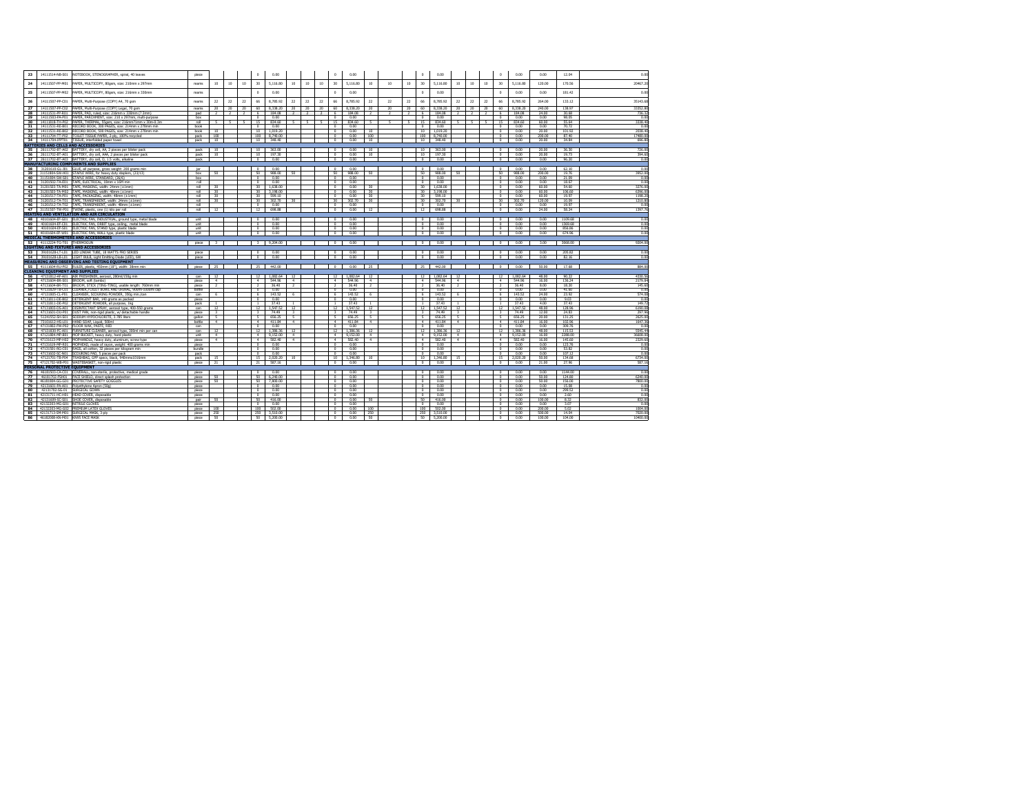| | | | | | | | | | | | | | | | | | | | | | | | | | | |
|---|---|---|---|---|---|---|---|---|---|---|---|---|---|---|---|---|---|---|---|---|---|---|---|---|---|---|
| 23 | 14111514-NB-S01 | NOTEBOOK, STENOGRAPHER, spiral, 40 leaves | piece | | | | 0 | 0.00 | | | | 0 | 0.00 | | | | 0 | 0.00 | | | | 0 | 0.00 | 0.00 | 12.04 | 0.00 |
| 24 | 14111507-PP-M01 | PAPER, MULTICOPY, 80gsm, size: 210mm x 297mm | reams | 10 | 10 | 10 | 30 | 5,116.80 | 10 | 10 | 10 | 30 | 5,116.80 | 10 | 10 | 10 | 30 | 5,116.80 | 10 | 10 | 10 | 30 | 5,116.80 | 120.00 | 170.56 | 20467.20 |
| 25 | 14111507-PP-M02 | PAPER, MULTICOPY, 80gsm, size: 216mm x 330mm | reams | | | | 0 | 0.00 | | | | 0 | 0.00 | | | | 0 | 0.00 | | | | 0 | 0.00 | 0.00 | 181.42 | 0.00 |
| 26 | 14111507-PP-C01 | PAPER, Multi-Purpose (COPY) A4, 70 gsm | reams | 22 | 22 | 22 | 66 | 8,785.92 | 22 | 22 | 22 | 66 | 8,785.92 | 22 | 22 | 22 | 66 | 8,785.92 | 22 | 22 | 22 | 66 | 8,785.92 | 264.00 | 133.12 | 35143.68 |
| 27 | 14111507-PP-C02 | PAPER, Multi-Purpose (COPY) Legal, 70 gsm | reams | 20 | 20 | 20 | 60 | 8,338.20 | 20 | 20 | 20 | 60 | 8,338.20 | 20 | 20 | 20 | 60 | 8,338.20 | 20 | 20 | 20 | 60 | 8,338.20 | 240.00 | 138.97 | 33352.80 |
| 28 | 14111531-PP-R01 | PAPER, PAD, ruled, size: 216mm x 330mm (± 2mm) | pad | 2 | 2 | 2 | 6 | 184.08 | 2 | 2 | 2 | 6 | 184.08 | 2 | 2 | 2 | 6 | 184.08 | 2 | 2 | 2 | 6 | 184.08 | 24.00 | 30.68 | 736.32 |
| 29 | 14111503-PA-P01 | PAPER, PARCHMENT, size: 210 x 297mm, multi-purpose | box | | | | 0 | 0.00 | | | | 0 | 0.00 | | | | 0 | 0.00 | | | | 0 | 0.00 | 0.00 | 98.05 | 0.00 |
| 30 | 14111818-TH-P02 | PAPER, THERMAL, 55gsm, size: 216mm±1mm x 30m-0.3m | roll | 5 | 5 | 5 | 15 | 834.60 | 5 | 5 | 5 | 15 | 834.60 | 5 | 5 | 5 | 15 | 834.60 | 5 | 5 | 5 | 15 | 834.60 | 60.00 | 55.64 | 3338.40 |
| 31 | 14111531-RE-B01 | RECORD BOOK, 300 PAGES, size: 214mm x 278mm min | book | | | | 0 | 0.00 | | | | 0 | 0.00 | | | | 0 | 0.00 | | | | 0 | 0.00 | 0.00 | 70.72 | 0.00 |
| 32 | 14111531-RE-B02 | RECORD BOOK, 500 PAGES, size: 214mm x 278mm min | book | 10 | | | 10 | 1,019.20 | | | | 0 | 0.00 | 10 | | | 10 | 1,019.20 | | | | 0 | 0.00 | 20.00 | 101.92 | 2038.40 |
| 33 | 14111704-TT-P02 | TOILET TISSUE PAPER, 2-ply, 100% recycled | pack | 100 | | | 100 | 8,740.00 | | | | 0 | 0.00 | 100 | | | 100 | 8,740.00 | | | | 0 | 0.00 | 200.00 | 87.40 | 17480.00 |
| 34 | 14111704-IFPT01 | TISSUE, interfolded paper towel | pack | 10 | | | 10 | 348.40 | | | | 0 | 0.00 | 10 | | | 10 | 348.40 | | | | 0 | 0.00 | 20.00 | 34.84 | 696.80 |
| BATTERIES AND CELLS AND ACCESSORIES | | | | | | | | | | | | | | | | | | | | | | | | | | |
| 35 | 26111702-BT-A02 | BATTERY, dry cell, AA, 2 pieces per blister pack | pack | 10 | | | 10 | 363.00 | | | | 0 | 0.00 | 10 | | | 10 | 363.00 | | | | 0 | 0.00 | 20.00 | 36.30 | 726.00 |
| 36 | 26111702-BT-A03 | BATTERY, dry cell, AAA, 2 pieces per blister pack | pack | 10 | | | 10 | 197.30 | | | | 0 | 0.00 | 10 | | | 10 | 197.30 | | | | 0 | 0.00 | 20.00 | 19.73 | 394.60 |
| 37 | 26111702-BT-A01 | BATTERY, dry cell, D, 1.5 volts, alkaline | pack | | | | 0 | 0.00 | | | | 0 | 0.00 | | | | 0 | 0.00 | | | | 0 | 0.00 | 0.00 | 96.20 | 0.00 |
| MANUFACTURING COMPONENTS AND SUPPLIES | | | | | | | | | | | | | | | | | | | | | | | | | | |
| 38 | 31201610-GL-J01 | GLUE, all purpose, gross weight: 200 grams min | jar | | | | 0 | 0.00 | | | | 0 | 0.00 | | | | 0 | 0.00 | | | | 0 | 0.00 | 0.00 | 62.10 | 0.00 |
| 39 | 31151804-SW-H01 | STAPLE WIRE, for heavy duty staplers, (23/13) | box | 50 | | | 50 | 988.00 | 50 | | | 50 | 988.00 | 50 | | | 50 | 988.00 | 50 | | | 50 | 988.00 | 200.00 | 19.76 | 3952.00 |
| 40 | 31151804-SW-S01 | STAPLE WIRE, STANDARD, (26/6) | box | | | | 0 | 0.00 | | | | 0 | 0.00 | | | | 0 | 0.00 | | | | 0 | 0.00 | 0.00 | 21.09 | 0.00 |
| 41 | 31201502-TA-E01 | TAPE, ELECTRICAL, 18mm x 16M min | roll | | | | 0 | 0.00 | | | | 0 | 0.00 | | | | 0 | 0.00 | | | | 0 | 0.00 | 0.00 | 18.67 | 0.00 |
| 42 | 31201503-TA-M01 | TAPE, MASKING, width: 24mm (±1mm) | roll | 30 | | | 30 | 1,638.00 | | | | 0 | 0.00 | 30 | | | 30 | 1,638.00 | | | | 0 | 0.00 | 60.00 | 54.60 | 3276.00 |
| 43 | 31201503-TA-M02 | TAPE, MASKING, width: 48mm (±1mm) | roll | 30 | | | 30 | 3,198.00 | | | | 0 | 0.00 | 30 | | | 30 | 3,198.00 | | | | 0 | 0.00 | 60.00 | 106.60 | 6396.00 |
| 44 | 31201517-TA-P01 | TAPE, PACKAGING, width: 48mm (±1mm) | roll | 30 | | | 30 | 599.10 | | | | 0 | 0.00 | 30 | | | 30 | 599.10 | | | | 0 | 0.00 | 60.00 | 19.97 | 1198.20 |
| 45 | 31201512-TA-T01 | TAPE, TRANSPARENT, width: 24mm (±1mm) | roll | 30 | | | 30 | 302.70 | 30 | | | 30 | 302.70 | 30 | | | 30 | 302.70 | 30 | | | 30 | 302.70 | 120.00 | 10.09 | 1210.80 |
| 46 | 31201512-TA-T02 | TAPE, TRANSPARENT, width: 48mm (±1mm) | roll | | | | 0 | 0.00 | | | | 0 | 0.00 | | | | 0 | 0.00 | | | | 0 | 0.00 | 0.00 | 19.97 | 0.00 |
| 47 | 31151507-TW-P01 | TWINE, plastic, one (1) kilo per roll | roll | 12 | | | 12 | 698.88 | | | | 0 | 0.00 | 12 | | | 12 | 698.88 | | | | 0 | 0.00 | 24.00 | 58.24 | 1397.76 |
| HEATING AND VENTILATION AND AIR CIRCULATION | | | | | | | | | | | | | | | | | | | | | | | | | | |
| 48 | 40101604-EF-G01 | ELECTRIC FAN, INDUSTRIAL, ground type, metal blade | unit | | | | 0 | 0.00 | | | | 0 | 0.00 | | | | 0 | 0.00 | | | | 0 | 0.00 | 0.00 | 1109.68 | 0.00 |
| 49 | 40101604-EF-C01 | ELECTRIC FAN, ORBIT type, ceiling, metal blade | unit | | | | 0 | 0.00 | | | | 0 | 0.00 | | | | 0 | 0.00 | | | | 0 | 0.00 | 0.00 | 1369.68 | 0.00 |
| 50 | 40101604-EF-S01 | ELECTRIC FAN, STAND type, plastic blade | unit | | | | 0 | 0.00 | | | | 0 | 0.00 | | | | 0 | 0.00 | | | | 0 | 0.00 | 0.00 | 856.86 | 0.00 |
| 51 | 40101604-EF-W01 | ELECTRIC FAN, WALL type, plastic blade | unit | | | | 0 | 0.00 | | | | 0 | 0.00 | | | | 0 | 0.00 | | | | 0 | 0.00 | 0.00 | 674.96 | 0.00 |
| MEDICAL THERMOMETERS AND ACCESSORIES | | | | | | | | | | | | | | | | | | | | | | | | | | |
| 52 | 41112224-TG-T01 | THERMOGUN | piece | 3 | | | 3 | 9,204.00 | | | | 0 | 0.00 | | | | 0 | 0.00 | | | | 0 | 0.00 | 3.00 | 3068.00 | 9204.00 |
| LIGHTING AND FIXTURES AND ACCESSORIES | | | | | | | | | | | | | | | | | | | | | | | | | | |
| 53 | 39101628-LT-L01 | LED LINEAR TUBE, 18 WATTS FRO SERIES | piece | | | | 0 | 0.00 | | | | 0 | 0.00 | | | | 0 | 0.00 | | | | 0 | 0.00 | 0.00 | 209.82 | 0.00 |
| 54 | 39101628-LB-L01 | LIGHT BULB, Light Emitting Diode (LED), 6W | piece | | | | 0 | 0.00 | | | | 0 | 0.00 | | | | 0 | 0.00 | | | | 0 | 0.00 | 0.00 | 82.16 | 0.00 |
| MEASURING AND OBSERVING AND TESTING EQUIPMENT | | | | | | | | | | | | | | | | | | | | | | | | | | |
| 55 | 41111604-RU-P02 | RULER, plastic, 450mm (18"), width: 38mm min | piece | 25 | | | 25 | 442.00 | | | | 0 | 0.00 | 25 | | | 25 | 442.00 | | | | 0 | 0.00 | 50.00 | 17.68 | 884.00 |
| CLEANING EQUIPMENT AND SUPPLIES | | | | | | | | | | | | | | | | | | | | | | | | | | |
| 56 | 47131812-AF-A01 | AIR FRESHENER, aerosol, 280ml/150g min | can | 12 | | | 12 | 1,082.64 | 12 | | | 12 | 1,082.64 | 12 | | | 12 | 1,082.64 | 12 | | | 12 | 1,082.64 | 48.00 | 90.22 | 4330.56 |
| 57 | 47131604-BR-S01 | BROOM, soft (tambo) | piece | 4 | | | 4 | 544.96 | 4 | | | 4 | 544.96 | 4 | | | 4 | 544.96 | 4 | | | 4 | 544.96 | 16.00 | 136.24 | 2179.84 |
| 58 | 47131604-BR-T01 | BROOM, STICK (TING-TING), usable length: 760mm min | piece | 2 | | | 2 | 36.40 | 2 | | | 2 | 36.40 | 2 | | | 2 | 36.40 | 2 | | | 2 | 36.40 | 8.00 | 18.20 | 145.60 |
| 59 | 47131829-TB-C01 | CLEANER, TOILET BOWL AND URINAL, 900ml-1000ml cap | bottle | | | | 0 | 0.00 | | | | 0 | 0.00 | | | | 0 | 0.00 | | | | 0 | 0.00 | 0.00 | 41.60 | 0.00 |
| 60 | 47131805-CL-P01 | CLEANSER, SCOURING POWDER, 350g min./can | can | 6 | | | 6 | 143.52 | 6 | | | 6 | 143.52 | 6 | | | 6 | 143.52 | 6 | | | 6 | 143.52 | 24.00 | 23.92 | 574.08 |
| 61 | 47131811-DE-B02 | DETERGENT BAR, 140 grams as packed | piece | | | | 0 | 0.00 | | | | 0 | 0.00 | | | | 0 | 0.00 | | | | 0 | 0.00 | 0.00 | 9.03 | 0.00 |
| 62 | 47131811-DE-P02 | DETERGENT POWDER, all purpose, 1kg | pack | 1 | | | 1 | 37.41 | 1 | | | 1 | 37.41 | 1 | | | 1 | 37.41 | 1 | | | 1 | 37.41 | 4.00 | 37.41 | 149.64 |
| 63 | 47131803-DS-A01 | DISINFECTANT SPRAY, aerosol type, 400-550 grams | can | 12 | | | 12 | 1,547.52 | 12 | | | 12 | 1,547.52 | 12 | | | 12 | 1,547.52 | 12 | | | 12 | 1,547.52 | 48.00 | 128.96 | 6190.08 |
| 64 | 47131601-DU-P01 | DUST PAN, non-rigid plastic, w/ detachable handle | piece | 3 | | | 3 | 74.49 | 3 | | | 3 | 74.49 | 3 | | | 3 | 74.49 | 3 | | | 3 | 74.49 | 12.00 | 24.83 | 297.96 |
| 65 | 51241552-SH-S01 | SODIUM HYPOCHLORITE, 3.785 liters | gallon | 5 | | | 5 | 656.25 | 5 | | | 5 | 656.25 | 5 | | | 5 | 656.25 | 5 | | | 5 | 656.25 | 20.00 | 131.25 | 2625.00 |
| 66 | 73101612-HS-L01 | HAND SOAP, Liquid, 500ml | bottle | 4 | | | 4 | 411.84 | 4 | | | 4 | 411.84 | 4 | | | 4 | 411.84 | 4 | | | 4 | 411.84 | 16.00 | 102.96 | 1647.36 |
| 67 | 47131802-FW-P02 | FLOOR WAX, PASTE, RED | can | | | | 0 | 0.00 | | | | 0 | 0.00 | | | | 0 | 0.00 | | | | 0 | 0.00 | 0.00 | 309.76 | 0.00 |
| 68 | 47131830-FC-A01 | FURNITURE CLEANER, aerosol type, 300ml min per can | can | 12 | | | 12 | 1,386.36 | 12 | | | 12 | 1,386.36 | 12 | | | 12 | 1,386.36 | 12 | | | 12 | 1,386.36 | 48.00 | 115.53 | 5545.44 |
| 69 | 47121804-MP-B01 | MOP BUCKET, heavy duty, hard plastic | unit | 4 | | | 4 | 9,152.00 | 4 | | | 4 | 9,152.00 | 4 | | | 4 | 9,152.00 | 4 | | | 4 | 9,152.00 | 16.00 | 2288.00 | 36608.00 |
| 70 | 47131613-MP-H02 | MOPHANDLE, heavy duty, aluminum, screw type | piece | 4 | | | 4 | 582.40 | 4 | | | 4 | 582.40 | 4 | | | 4 | 582.40 | 4 | | | 4 | 582.40 | 16.00 | 145.60 | 2329.60 |
| 71 | 47131619-MP-R01 | MOPHEAD, made of rayon, weight: 400 grams min | piece | | | | 0 | 0.00 | | | | 0 | 0.00 | | | | 0 | 0.00 | | | | 0 | 0.00 | 0.00 | 123.76 | 0.00 |
| 72 | 47131501-RG-C01 | RAGS, all cotton, 32 pieces per kilogram min | bundle | | | | 0 | 0.00 | | | | 0 | 0.00 | | | | 0 | 0.00 | | | | 0 | 0.00 | 0.00 | 53.82 | 0.00 |
| 73 | 47131602-SC-N01 | SCOURING PAD, 5 pieces per pack | pack | | | | 0 | 0.00 | | | | 0 | 0.00 | | | | 0 | 0.00 | | | | 0 | 0.00 | 0.00 | 107.12 | 0.00 |
| 74 | 47121701-TB-P04 | TRASHBAG, GPP specs, black, 940mmx1016mm | pack | 15 | | | 15 | 2,020.20 | 10 | | | 10 | 1,346.80 | 10 | | | 10 | 1,346.80 | 15 | | | 15 | 2,020.20 | 50.00 | 134.68 | 6734.00 |
| 75 | 47121702-WB-P01 | WASTEBASKET, non-rigid plastic | piece | 21 | | | 21 | 587.16 | | | | 0 | 0.00 | | | | 0 | 0.00 | | | | 0 | 0.00 | 21.00 | 27.96 | 587.16 |
| PERSONAL PROTECTIVE EQUIPMENT | | | | | | | | | | | | | | | | | | | | | | | | | | |
| 76 | 46181503-CA-C01 | COVERALL, non-sterile, protective, medical grade | piece | | | | 0 | 0.00 | | | | 0 | 0.00 | | | | 0 | 0.00 | | | | 0 | 0.00 | 0.00 | 1144.00 | 0.00 |
| 77 | 46181702-FSH01 | FACE SHIELD, direct splash protection | piece | 50 | | | 50 | 6,240.00 | | | | 0 | 0.00 | | | | 0 | 0.00 | | | | 0 | 0.00 | 50.00 | 124.80 | 6240.00 |
| 78 | 46181804-GG-S01 | PROTECTIVE SAFETY GOGGLES | piece | 50 | | | 50 | 7,800.00 | | | | 0 | 0.00 | | | | 0 | 0.00 | | | | 0 | 0.00 | 50.00 | 156.00 | 7800.00 |
| 79 | 42131601-PA-A01 | Polyethylene Apron (50g) | piece | | | | 0 | 0.00 | | | | 0 | 0.00 | | | | 0 | 0.00 | | | | 0 | 0.00 | 0.00 | 15.88 | 0.00 |
| 80 | 42131702-SG-S01 | SURGICAL GOWN | piece | | | | 0 | 0.00 | | | | 0 | 0.00 | | | | 0 | 0.00 | | | | 0 | 0.00 | 0.00 | 209.52 | 0.00 |
| 81 | 42131701-HC-H01 | HEAD COVER, disposable | piece | | | | 0 | 0.00 | | | | 0 | 0.00 | | | | 0 | 0.00 | | | | 0 | 0.00 | 0.00 | 2.60 | 0.00 |
| 82 | 42131609-SC-S01 | SHOE COVER, disposable | pair | 50 | | | 50 | 416.00 | | | | 0 | 0.00 | 50 | | | 50 | 416.00 | | | | 0 | 0.00 | 100.00 | 8.32 | 832.00 |
| 83 | 42132203-MG-S01 | NITRILE GLOVES | piece | | | | 0 | 0.00 | | | | 0 | 0.00 | | | | 0 | 0.00 | | | | 0 | 0.00 | 0.00 | 3.07 | 0.00 |
| 84 | 42132203-MG-G02 | PREMIUM LATEX GLOVES | piece | 100 | | | 100 | 502.00 | | | | 0 | 0.00 | 100 | | | 100 | 502.00 | | | | 0 | 0.00 | 200.00 | 5.02 | 1004.00 |
| 85 | 42131713-SM-M01 | SURGICAL MASK, 3-ply | piece | 250 | | | 250 | 3,510.00 | | | | 0 | 0.00 | 250 | | | 250 | 3,510.00 | | | | 0 | 0.00 | 500.00 | 14.04 | 7020.00 |
| 86 | 46182008-KN-M01 | KN95 FACE MASK | piece | 50 | | | 50 | 5,200.00 | | | | 0 | 0.00 | 50 | | | 50 | 5,200.00 | | | | 0 | 0.00 | 100.00 | 104.00 | 10400.00 |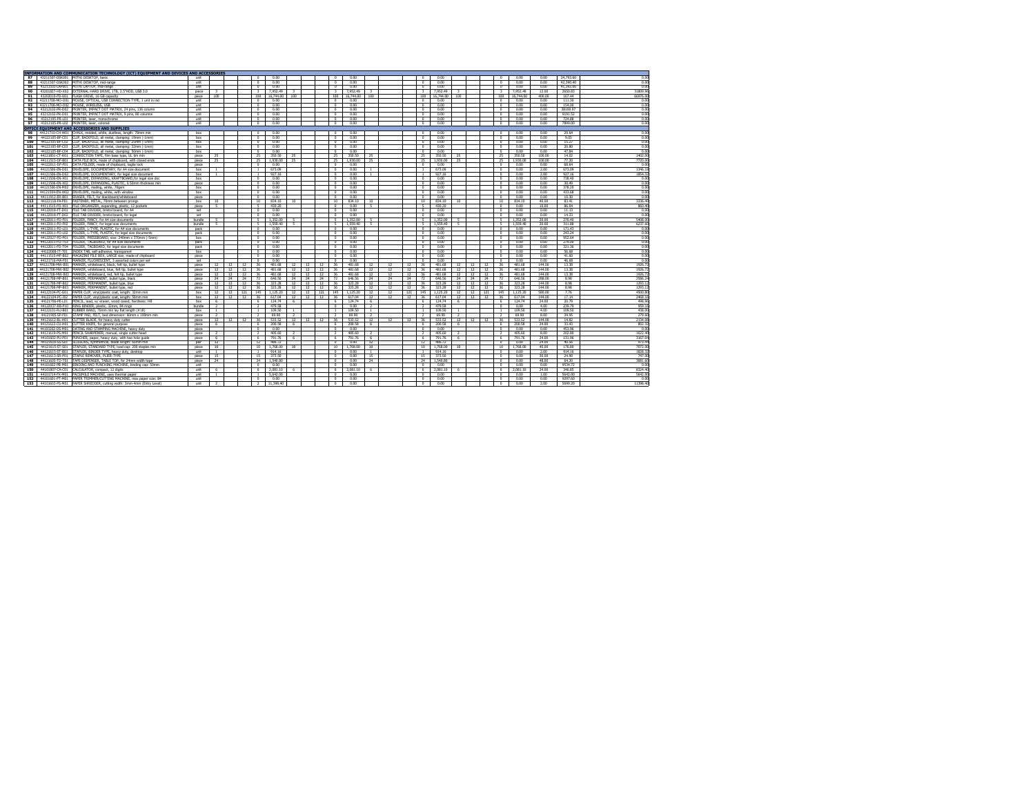| # | Code | Item & Specifications | Unit | | | | | | | | | | | | | | | | | | | | | | | |
|---|---|---|---|---|---|---|---|---|---|---|---|---|---|---|---|---|---|---|---|---|---|---|---|---|---|---|
| **INFORMATION AND COMMUNICATION TECHNOLOGY (ICT) EQUIPMENT AND DEVICES AND ACCESSORIES** | | | | | | | | | | | | | | | | | | | | | | | | | | |
| 87 | 43211507-DSK001 | MITHI DESKTOP, basic | unit | | | | 0 | 0.00 | | | | 0 | 0.00 | | | | 0 | 0.00 | | | | 0 | 0.00 | 0.00 | 24,793.60 | 0.00 |
| 88 | 43211507-DSK002 | MITHI DESKTOP, mid-range | unit | | | | 0 | 0.00 | | | | 0 | 0.00 | | | | 0 | 0.00 | | | | 0 | 0.00 | 0.00 | 42,390.40 | 0.00 |
| 89 | 43211503-LAP001 | MITHI LAPTOP, mid-range | unit | | | | 0 | 0.00 | | | | 0 | 0.00 | | | | 0 | 0.00 | | | | 0 | 0.00 | 0.00 | 41,392.00 | 0.00 |
| 90 | 43201827-HD-X02 | EXTERNAL HARD DRIVE, 1TB, 2.5"HDD, USB 3.0 | piece | 3 | | | 3 | 7,952.49 | 3 | | | 3 | 7,952.49 | 3 | | | 3 | 7,952.49 | 3 | | | 3 | 7,952.49 | 12.00 | 2650.83 | 31809.96 |
| 91 | 43202010-FD-U01 | FLASH DRIVE, 16 GB capacity | piece | 100 | | | 100 | 16,744.00 | 100 | | | 100 | 16,744.00 | 100 | | | 100 | 16,744.00 | 100 | | | 100 | 16,744.00 | 400.00 | 167.44 | 66976.00 |
| 92 | 43211708-MO-O01 | MOUSE, OPTICAL, USB CONNECTION TYPE, 1 unit in ind | unit | | | | 0 | 0.00 | | | | 0 | 0.00 | | | | 0 | 0.00 | | | | 0 | 0.00 | 0.00 | 111.30 | 0.00 |
| 93 | 43211708-MO-O02 | MOUSE, WIRELESS, USB | unit | | | | 0 | 0.00 | | | | 0 | 0.00 | | | | 0 | 0.00 | | | | 0 | 0.00 | 0.00 | 154.00 | 0.00 |
| 94 | 43212102-PR-D02 | PRINTER, IMPACT DOT MATRIX, 24 pins, 136 columns | unit | | | | 0 | 0.00 | | | | 0 | 0.00 | | | | 0 | 0.00 | | | | 0 | 0.00 | 0.00 | 38100.97 | 0.00 |
| 95 | 43212102-PR-D03 | PRINTER, IMPACT DOT MATRIX, 9 pins, 80 columns | unit | | | | 0 | 0.00 | | | | 0 | 0.00 | | | | 0 | 0.00 | | | | 0 | 0.00 | 0.00 | 9191.52 | 0.00 |
| 96 | 43212105-PR-L01 | PRINTER, laser, monochrome | unit | | | | 0 | 0.00 | | | | 0 | 0.00 | | | | 0 | 0.00 | | | | 0 | 0.00 | 0.00 | 724.88 | 0.00 |
| 97 | 43212105-PR-L02 | PRINTER, laser, colored | unit | | | | 0 | 0.00 | | | | 0 | 0.00 | | | | 0 | 0.00 | | | | 0 | 0.00 | 0.00 | 7899.00 | 0.00 |
| **OFFICE EQUIPMENT AND ACCESSORIES AND SUPPLIES** | | | | | | | | | | | | | | | | | | | | | | | | | | |
| 98 | 44122710-CH-W01 | CHALK, molded, white, dustless, length: 78mm min | box | | | | 0 | 0.00 | | | | 0 | 0.00 | | | | 0 | 0.00 | | | | 0 | 0.00 | 0.00 | 29.64 | 0.00 |
| 99 | 44122105-BF-C01 | CLIP, BACKFOLD, all metal, clamping: 19mm (-1mm) | box | | | | 0 | 0.00 | | | | 0 | 0.00 | | | | 0 | 0.00 | | | | 0 | 0.00 | 0.00 | 9.05 | 0.00 |
| 100 | 44122105-BF-C02 | CLIP, BACKFOLD, all metal, clamping: 25mm (-1mm) | box | | | | 0 | 0.00 | | | | 0 | 0.00 | | | | 0 | 0.00 | | | | 0 | 0.00 | 0.00 | 15.27 | 0.00 |
| 101 | 44122105-BF-C03 | CLIP, BACKFOLD, all metal, clamping: 32mm (-1mm) | box | | | | 0 | 0.00 | | | | 0 | 0.00 | | | | 0 | 0.00 | | | | 0 | 0.00 | 0.00 | 20.80 | 0.00 |
| 102 | 44122105-BF-C04 | CLIP, BACKFOLD, all metal, clamping: 50mm (-1mm) | box | | | | 0 | 0.00 | | | | 0 | 0.00 | | | | 0 | 0.00 | | | | 0 | 0.00 | 0.00 | 47.84 | 0.00 |
| 103 | 44121801-CT-R01 | CORRECTION TAPE, film base type, UL 6m min | piece | 25 | | | 25 | 350.50 | 25 | | | 25 | 350.50 | 25 | | | 25 | 350.50 | 25 | | | 25 | 350.50 | 100.00 | 14.02 | 1402.00 |
| 104 | 44111515-DF-B01 | DATA FILE BOX, made of chipboard, with closed ends | piece | 25 | | | 25 | 1,930.00 | 25 | | | 25 | 1,930.00 | 25 | | | 25 | 1,930.00 | 25 | | | 25 | 1,930.00 | 100.00 | 77.20 | 7720.00 |
| 105 | 44122011-DF-F01 | DATA FOLDER, made of chipboard, taglia lock | piece | | | | 0 | 0.00 | | | | 0 | 0.00 | | | | 0 | 0.00 | | | | 0 | 0.00 | 0.00 | 68.64 | 0.00 |
| 106 | 44121506-EN-D01 | ENVELOPE, DOCUMENTARY, for A4 size document | box | 1 | | | 1 | 673.08 | | | | 0 | 0.00 | 1 | | | 1 | 673.08 | | | | 0 | 0.00 | 2.00 | 673.08 | 1346.16 |
| 107 | 44121506-EN-D02 | ENVELOPE, DOCUMENTARY, for legal size document | box | 1 | | | 1 | 927.16 | | | | 0 | 0.00 | 1 | | | 1 | 927.16 | | | | 0 | 0.00 | 2.00 | 927.16 | 1854.32 |
| 108 | 44121506-EN-X01 | ENVELOPE, EXPANDING, KRAFTBOARD, for legal size doc | box | | | | 0 | 0.00 | | | | 0 | 0.00 | | | | 0 | 0.00 | | | | 0 | 0.00 | 0.00 | 738.40 | 0.00 |
| 109 | 44121506-EN-X02 | ENVELOPE, EXPANDING, PLASTIC, 0.50mm thickness min | piece | | | | 0 | 0.00 | | | | 0 | 0.00 | | | | 0 | 0.00 | | | | 0 | 0.00 | 0.00 | 30.49 | 0.00 |
| 110 | 44121506-EN-M02 | ENVELOPE, mailing, white, 70gsm | box | | | | 0 | 0.00 | | | | 0 | 0.00 | | | | 0 | 0.00 | | | | 0 | 0.00 | 0.00 | 378.20 | 0.00 |
| 111 | 44121504-EN-W02 | ENVELOPE, mailing, white, with window | box | | | | 0 | 0.00 | | | | 0 | 0.00 | | | | 0 | 0.00 | | | | 0 | 0.00 | 0.00 | 433.68 | 0.00 |
| 112 | 44111912-ER-B01 | ERASER, FELT, for blackboard/whiteboard | piece | | | | 0 | 0.00 | | | | 0 | 0.00 | | | | 0 | 0.00 | | | | 0 | 0.00 | 0.00 | 10.30 | 0.00 |
| 113 | 44122118-FA-P01 | FASTENER, METAL, 70mm between prongs | box | 10 | | | 10 | 834.10 | 10 | | | 10 | 834.10 | 10 | | | 10 | 834.10 | 10 | | | 10 | 834.10 | 40.00 | 83.41 | 3336.40 |
| 114 | 44111515-FO-X01 | FILE ORGANIZER, expanding, plastic, 12 pockets | piece | 5 | | | 5 | 430.20 | | | | 0 | 0.00 | 5 | | | 5 | 430.20 | | | | 0 | 0.00 | 10.00 | 86.04 | 860.40 |
| 115 | 44122018-FT-D01 | FILE TAB DIVIDER, bristol board, for A4 | set | | | | 0 | 0.00 | | | | 0 | 0.00 | | | | 0 | 0.00 | | | | 0 | 0.00 | 0.00 | 11.13 | 0.00 |
| 116 | 44122018-FT-D02 | FILE TAB DIVIDER, bristol board, for legal | set | | | | 0 | 0.00 | | | | 0 | 0.00 | | | | 0 | 0.00 | | | | 0 | 0.00 | 0.00 | 14.23 | 0.00 |
| 117 | 44122011-FO-F01 | FOLDER, FANCY, for A4 size documents | bundle | 5 | | | 5 | 1,352.00 | 5 | | | 5 | 1,352.00 | 5 | | | 5 | 1,352.00 | 5 | | | 5 | 1,352.00 | 20.00 | 270.40 | 5408.00 |
| 118 | 44122011-FO-F02 | FOLDER, FANCY, for legal size documents | bundle | 5 | | | 5 | 1,559.40 | 5 | | | 5 | 1,559.40 | 5 | | | 5 | 1,559.40 | 5 | | | 5 | 1,559.40 | 20.00 | 311.88 | 6237.60 |
| 119 | 44122011-FO-L01 | FOLDER, L-TYPE, PLASTIC, for A4 size documents | pack | | | | 0 | 0.00 | | | | 0 | 0.00 | | | | 0 | 0.00 | | | | 0 | 0.00 | 0.00 | 171.43 | 0.00 |
| 120 | 44122011-FO-L02 | FOLDER, L-TYPE, PLASTIC, for legal size documents | pack | | | | 0 | 0.00 | | | | 0 | 0.00 | | | | 0 | 0.00 | | | | 0 | 0.00 | 0.00 | 243.24 | 0.00 |
| 121 | 44122027-FO-P01 | FOLDER, PRESSBOARD, size: 240mm x 370mm (-5mm) | box | | | | 0 | 0.00 | | | | 0 | 0.00 | | | | 0 | 0.00 | | | | 0 | 0.00 | 0.00 | 952.64 | 0.00 |
| 122 | 44122011-FO-T03 | FOLDER, TAGBOARD, for A4 size documents | pack | | | | 0 | 0.00 | | | | 0 | 0.00 | | | | 0 | 0.00 | | | | 0 | 0.00 | 0.00 | 279.00 | 0.00 |
| 123 | 44122011-FO-T04 | FOLDER, TAGBOARD, for legal size documents | pack | | | | 0 | 0.00 | | | | 0 | 0.00 | | | | 0 | 0.00 | | | | 0 | 0.00 | 0.00 | 321.36 | 0.00 |
| 124 | 44122008-IT-T01 | INDEX TAB, self-adhesive, transparent | box | | | | 0 | 0.00 | | | | 0 | 0.00 | | | | 0 | 0.00 | | | | 0 | 0.00 | 0.00 | 56.88 | 0.00 |
| 125 | 44111515-MF-B02 | MAGAZINE FILE BOX, LARGE size, made of chipboard | piece | | | | 0 | 0.00 | | | | 0 | 0.00 | | | | 0 | 0.00 | | | | 0 | 0.00 | 0.00 | 41.60 | 0.00 |
| 126 | 44121716-MA-F01 | MARKER, FLUORESCENT, 3 assorted colors per set | set | | | | 0 | 0.00 | | | | 0 | 0.00 | | | | 0 | 0.00 | | | | 0 | 0.00 | 0.00 | 46.98 | 0.00 |
| 127 | 44121708-MW-B01 | MARKER, whiteboard, black, felt tip, bullet type | piece | 12 | 12 | 12 | 36 | 481.68 | 12 | 12 | 12 | 36 | 481.68 | 12 | 12 | 12 | 36 | 481.68 | 12 | 12 | 12 | 36 | 481.68 | 144.00 | 13.38 | 1926.72 |
| 128 | 44121708-MW-B02 | MARKER, whiteboard, blue, felt tip, bullet type | piece | 12 | 12 | 12 | 36 | 481.68 | 12 | 12 | 12 | 36 | 481.68 | 12 | 12 | 12 | 36 | 481.68 | 12 | 12 | 12 | 36 | 481.68 | 144.00 | 13.38 | 1926.72 |
| 129 | 44121708-MW-B03 | MARKER, whiteboard, red, felt tip, bullet type | piece | 12 | 12 | 12 | 36 | 481.68 | 12 | 12 | 12 | 36 | 481.68 | 12 | 12 | 12 | 36 | 481.68 | 12 | 12 | 12 | 36 | 481.68 | 144.00 | 13.38 | 1926.72 |
| 130 | 44121708-MP-B01 | MARKER, PERMANENT, bullet type, black | piece | 24 | 24 | 24 | 72 | 646.56 | 24 | 24 | 24 | 72 | 646.56 | 24 | 24 | 24 | 72 | 646.56 | 24 | 24 | 24 | 72 | 646.56 | 288.00 | 8.98 | 2586.24 |
| 131 | 44121708-MP-B02 | MARKER, PERMANENT, bullet type, blue | piece | 12 | 12 | 12 | 36 | 323.28 | 12 | 12 | 12 | 36 | 323.28 | 12 | 12 | 12 | 36 | 323.28 | 12 | 12 | 12 | 36 | 323.28 | 144.00 | 8.98 | 1293.12 |
| 132 | 44121708-MP-B03 | MARKER, PERMANENT, bullet type, red | piece | 12 | 12 | 12 | 36 | 323.28 | 12 | 12 | 12 | 36 | 323.28 | 12 | 12 | 12 | 36 | 323.28 | 12 | 12 | 12 | 36 | 323.28 | 144.00 | 8.98 | 1293.12 |
| 133 | 44122104-PC-G01 | PAPER CLIP, vinyl/plastic coat, length: 32mm min | box | 12 | 12 | 121 | 145 | 1,125.20 | 12 | 12 | 121 | 145 | 1,125.20 | 12 | 12 | 121 | 145 | 1,125.20 | 12 | 12 | 121 | 145 | 1,125.20 | 580.00 | 7.76 | 4500.80 |
| 134 | 44122104-PC-J02 | PAPER CLIP, vinyl/plastic coat, length: 50mm min | box | 12 | 12 | 12 | 36 | 617.04 | 12 | 12 | 12 | 36 | 617.04 | 12 | 12 | 12 | 36 | 617.04 | 12 | 12 | 12 | 36 | 617.04 | 144.00 | 17.14 | 2468.16 |
| 135 | 44121706-PE-L01 | PENCIL, lead, w/ eraser, wood cased, hardness: HB | box | 6 | | | 6 | 124.74 | 6 | | | 6 | 124.74 | 6 | | | 6 | 124.74 | 6 | | | 6 | 124.74 | 24.00 | 20.79 | 498.96 |
| 136 | 44122037-RB-P10 | RING BINDER, plastic, 32mm, 84 rings | bundle | 2 | | | 2 | 479.58 | | | | 0 | 0.00 | 2 | | | 2 | 479.58 | | | | 0 | 0.00 | 4.00 | 239.79 | 959.16 |
| 137 | 44122101-RU-B01 | RUBBER BAND, 70mm min lay flat length (#18) | box | 1 | | | 1 | 109.50 | 1 | | | 1 | 109.50 | 1 | | | 1 | 109.50 | 1 | | | 1 | 109.50 | 4.00 | 109.50 | 438.00 |
| 138 | 44121905-SP-F01 | STAMP PAD, FELT, bed dimension: 60mm x 100mm min | piece | 2 | | | 2 | 69.90 | 2 | | | 2 | 69.90 | 2 | | | 2 | 69.90 | 2 | | | 2 | 69.90 | 8.00 | 34.95 | 279.60 |
| 139 | 44121612-BL-H01 | CUTTER BLADE, for heavy duty cutter | piece | 12 | 12 | 12 | 36 | 533.52 | 12 | 12 | 12 | 36 | 533.52 | 12 | 12 | 12 | 36 | 533.52 | 12 | 12 | 12 | 36 | 533.52 | 144.00 | 14.82 | 2134.08 |
| 140 | 44121612-CU-H01 | CUTTER KNIFE, for general purpose | piece | 6 | | | 6 | 200.58 | 6 | | | 6 | 200.58 | 6 | | | 6 | 200.58 | 6 | | | 6 | 200.58 | 24.00 | 33.43 | 802.32 |
| 141 | 44103202-DS-M01 | DATING AND STAMPING MACHINE, heavy duty | piece | | | | 0 | 0.00 | | | | 0 | 0.00 | | | | 0 | 0.00 | | | | 0 | 0.00 | 0.00 | 452.96 | 0.00 |
| 142 | 44121619-PS-M01 | PENCIL SHARPENER, manual, single cutter head | piece | 2 | | | 2 | 405.60 | 2 | | | 2 | 405.60 | 2 | | | 2 | 405.60 | 2 | | | 2 | 405.60 | 8.00 | 202.80 | 1622.40 |
| 143 | 44101602-PU-P01 | PUNCHER, paper, heavy duty, with two hole guide | piece | 6 | | | 6 | 791.76 | 6 | | | 6 | 791.76 | 6 | | | 6 | 791.76 | 6 | | | 6 | 791.76 | 24.00 | 131.96 | 3167.04 |
| 144 | 44121618-SS-S01 | SCISSORS, symmetrical, blade length: 65mm min | pair | 12 | | | 12 | 486.72 | | | | 0 | 0.00 | 12 | | | 12 | 486.72 | | | | 0 | 0.00 | 24.00 | 40.56 | 973.44 |
| 145 | 44121615-ST-S01 | STAPLER, STANDARD TYPE, load cap: 200 staples min | piece | 10 | | | 10 | 1,768.00 | 10 | | | 10 | 1,768.00 | 10 | | | 10 | 1,768.00 | 10 | | | 10 | 1,768.00 | 40.00 | 176.80 | 7072.00 |
| 146 | 44121615-ST-B01 | STAPLER, BINDER TYPE, heavy duty, desktop | unit | 1 | | | 1 | 914.16 | | | | 0 | 0.00 | 1 | | | 1 | 914.16 | | | | 0 | 0.00 | 2.00 | 914.16 | 1828.32 |
| 147 | 44121613-SR-P01 | STAPLE REMOVER, PLIER-TYPE | piece | 15 | | | 15 | 373.50 | | | | 0 | 0.00 | 15 | | | 15 | 373.50 | | | | 0 | 0.00 | 30.00 | 24.90 | 747.00 |
| 148 | 44121605-TD-T01 | TAPE DISPENSER, TABLE TOP, for 24mm width tape | piece | 24 | | | 24 | 1,540.80 | | | | 0 | 0.00 | 24 | | | 24 | 1,540.80 | | | | 0 | 0.00 | 48.00 | 64.20 | 3081.60 |
| 149 | 44101602-PB-M01 | BINDING AND PUNCHING MACHINE, binding cap: 50mm | unit | | | | 0 | 0.00 | | | | 0 | 0.00 | | | | 0 | 0.00 | | | | 0 | 0.00 | 0.00 | 8534.72 | 0.00 |
| 150 | 44101807-CA-C01 | CALCULATOR, compact, 12 digits | unit | 6 | | | 6 | 2,081.10 | 6 | | | 6 | 2,081.10 | 6 | | | 6 | 2,081.10 | 6 | | | 6 | 2,081.10 | 24.00 | 346.85 | 8324.40 |
| 151 | 44101714-FX-M01 | FACSIMILE MACHINE, uses thermal paper | unit | 1 | | | 1 | 5,642.00 | | | | 0 | 0.00 | | | | 0 | 0.00 | | | | 0 | 0.00 | 1.00 | 5642.00 | 5642.00 |
| 152 | 44101601-PT-M01 | PAPER TRIMMER/CUTTING MACHINE, max paper size: B4 | unit | | | | 0 | 0.00 | | | | 0 | 0.00 | | | | 0 | 0.00 | | | | 0 | 0.00 | 0.00 | 9297.60 | 0.00 |
| 153 | 44101603-PS-M01 | PAPER SHREDDER, cutting width: 3mm-4mm (Entry Level) | unit | 2 | | | 2 | 11,398.40 | | | | 0 | 0.00 | | | | 0 | 0.00 | | | | 0 | 0.00 | 2.00 | 5699.20 | 11398.40 |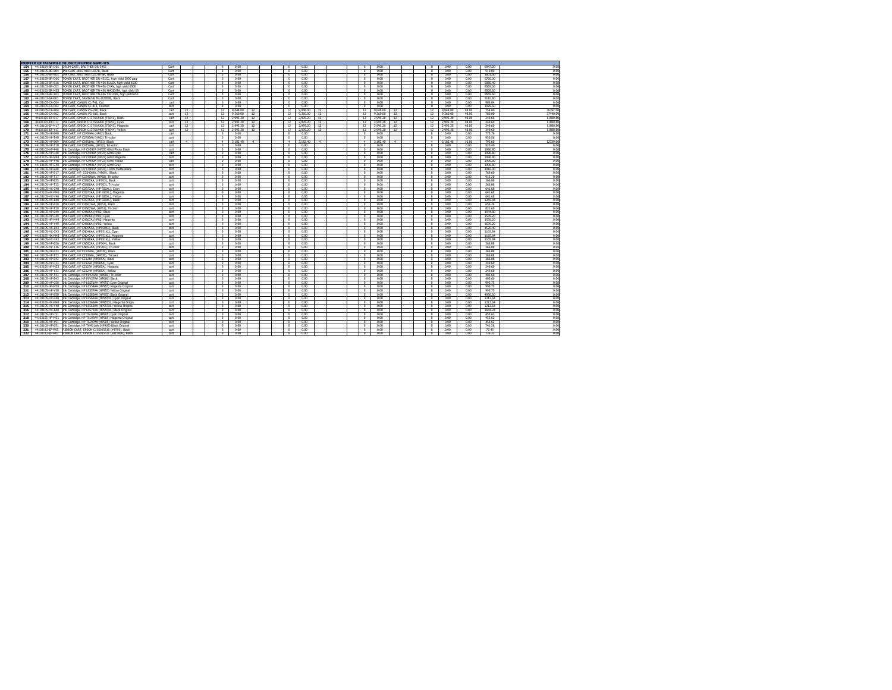| No. | Code | Item & Specifications | Unit | | | | | | | | | | | | | | | | | | | | | | | |
|---|---|---|---|---|---|---|---|---|---|---|---|---|---|---|---|---|---|---|---|---|---|---|---|---|---|---|
| **PRINTER OR FACSIMILE OR PHOTOCOPIER SUPPLIES** | | | | | | | | | | | | | | | | | | | | | | | | | | |
| 154 | 44103109-BR-D09 | DRUM CART, BROTHER DR-3455 | Cart | | | | 0 | 0.00 | | | | 0 | 0.00 | | | | 0 | 0.00 | | | | 0 | 0.00 | 0.00 | 6847.20 | 0.00 |
| 155 | 44103105-BR-B04 | INK CART, BROTHER LC67B, Black | Cart | | | | 0 | 0.00 | | | | 0 | 0.00 | | | | 0 | 0.00 | | | | 0 | 0.00 | 0.00 | 910.00 | 0.00 |
| 156 | 44103105-BR-B05 | INK CART, BROTHER LC67HYBK, Black | Cart | | | | 0 | 0.00 | | | | 0 | 0.00 | | | | 0 | 0.00 | | | | 0 | 0.00 | 0.00 | 1617.60 | 0.00 |
| 157 | 44103109-BR-D96 | TONER CART, BROTHER DR-451CL, high yield 3000 pag | Cart | | | | 0 | 0.00 | | | | 0 | 0.00 | | | | 0 | 0.00 | | | | 0 | 0.00 | 0.00 | 6760.00 | 0.00 |
| 158 | 44103103-BR-B16 | TONER CART, BROTHER TN-456 BLACK, high yield 6500 | Cart | | | | 0 | 0.00 | | | | 0 | 0.00 | | | | 0 | 0.00 | | | | 0 | 0.00 | 0.00 | 5880.40 | 0.00 |
| 159 | 44103103-BR-C03 | TONER CART, BROTHER TN-456 CYAN, high yield 6500 | Cart | | | | 0 | 0.00 | | | | 0 | 0.00 | | | | 0 | 0.00 | | | | 0 | 0.00 | 0.00 | 8569.60 | 0.00 |
| 160 | 44103103-BR-M03 | TONER CART, BROTHER TN-456 MAGENTA, high yield 65 | Cart | | | | 0 | 0.00 | | | | 0 | 0.00 | | | | 0 | 0.00 | | | | 0 | 0.00 | 0.00 | 8569.60 | 0.00 |
| 161 | 44103103-BR-Y03 | TONER CART, BROTHER TN-456 YELLOW, high yield 650 | Cart | | | | 0 | 0.00 | | | | 0 | 0.00 | | | | 0 | 0.00 | | | | 0 | 0.00 | 0.00 | 8569.60 | 0.00 |
| 162 | 44103103-SA-B03 | TONER CART, SAMSUNG ML-D2850B, Black | Cart | | | | 0 | 0.00 | | | | 0 | 0.00 | | | | 0 | 0.00 | | | | 0 | 0.00 | 0.00 | 5116.80 | 0.00 |
| 163 | 44103105-CA-C04 | INK CART, CANON CL-741, Col. | cart | | | | 0 | 0.00 | | | | 0 | 0.00 | | | | 0 | 0.00 | | | | 0 | 0.00 | 0.00 | 989.04 | 0.00 |
| 164 | 44103105-CA-C02 | INK CART, CANON CL-811, Colored | cart | | | | 0 | 0.00 | | | | 0 | 0.00 | | | | 0 | 0.00 | | | | 0 | 0.00 | 0.00 | 1029.60 | 0.00 |
| 165 | 44103105-CA-B04 | INK CART, CANON PG-740, Black | cart | 12 | | | 12 | 9,048.00 | 12 | | | 12 | 9,048.00 | 12 | | | 12 | 9,048.00 | 12 | | | 12 | 9,048.00 | 48.00 | 754.00 | 36192.00 |
| 166 | 44103105-CA-B02 | INK CART, CANON PG-810, Black | cart | 12 | | | 12 | 9,360.00 | 12 | | | 12 | 9,360.00 | 12 | | | 12 | 9,360.00 | 12 | | | 12 | 9,360.00 | 48.00 | 780.00 | 37440.00 |
| 167 | 44103105-EP-B17 | INK CART, EPSON C13T664100 (T6641), Black | cart | 12 | | | 12 | 2,995.20 | 12 | | | 12 | 2,995.20 | 12 | | | 12 | 2,995.20 | 12 | | | 12 | 2,995.20 | 48.00 | 249.60 | 11980.80 |
| 168 | 44103105-EP-C17 | INK CART, EPSON C13T664200 (T6642), Cyan | cart | 12 | | | 12 | 2,995.20 | 12 | | | 12 | 2,995.20 | 12 | | | 12 | 2,995.20 | 12 | | | 12 | 2,995.20 | 48.00 | 249.60 | 11980.80 |
| 169 | 44103105-EP-M17 | INK CART, EPSON C13T664300 (T6643), Magenta | cart | 12 | | | 12 | 2,995.20 | 12 | | | 12 | 2,995.20 | 12 | | | 12 | 2,995.20 | 12 | | | 12 | 2,995.20 | 48.00 | 249.60 | 11980.80 |
| 170 | 44103105-EP-Y17 | INK CART, EPSON C13T664400 (T6644), Yellow | cart | 12 | | | 12 | 2,995.20 | 12 | | | 12 | 2,995.20 | 12 | | | 12 | 2,995.20 | 12 | | | 12 | 2,995.20 | 48.00 | 249.60 | 11980.80 |
| 171 | 44103105-HP-B40 | INK CART, HP C2P04AA (HP62) Black | cart | | | | 0 | 0.00 | | | | 0 | 0.00 | | | | 0 | 0.00 | | | | 0 | 0.00 | 0.00 | 773.76 | 0.00 |
| 172 | 44103105-HP-T40 | INK CART, HP C2P06AA (HP62) Tri-color | cart | | | | 0 | 0.00 | | | | 0 | 0.00 | | | | 0 | 0.00 | | | | 0 | 0.00 | 0.00 | 950.56 | 0.00 |
| 173 | 44103105-HP-B09 | INK CART, HP C9351AA, (HP21), Black | cart | 4 | | | 4 | 3,182.40 | 4 | | | 4 | 3,182.40 | 4 | | | 4 | 3,182.40 | 4 | | | 4 | 3,182.40 | 16.00 | 795.60 | 12729.60 |
| 174 | 44103105-HP-T10 | INK CART, HP C9352AA, (HP22), Tri-color | cart | | | | 0 | 0.00 | | | | 0 | 0.00 | | | | 0 | 0.00 | | | | 0 | 0.00 | 0.00 | 920.40 | 0.00 |
| 175 | 44103105-HP-P48 | Ink Cartridge, HP C9397A (HP72) 69ml Photo Black | cart | | | | 0 | 0.00 | | | | 0 | 0.00 | | | | 0 | 0.00 | | | | 0 | 0.00 | 0.00 | 1996.80 | 0.00 |
| 176 | 44103105-HP-C48 | Ink Cartridge, HP C9398A (HP72) 69ml Cyan | cart | | | | 0 | 0.00 | | | | 0 | 0.00 | | | | 0 | 0.00 | | | | 0 | 0.00 | 0.00 | 1996.80 | 0.00 |
| 177 | 44103105-HP-M48 | Ink Cartridge, HP C9399A (HP72) 69ml Magenta | cart | | | | 0 | 0.00 | | | | 0 | 0.00 | | | | 0 | 0.00 | | | | 0 | 0.00 | 0.00 | 1996.80 | 0.00 |
| 178 | 44103105-HP-Y48 | Ink Cartridge, HP C9400A (HP72) 69ml Yellow | cart | | | | 0 | 0.00 | | | | 0 | 0.00 | | | | 0 | 0.00 | | | | 0 | 0.00 | 0.00 | 1996.80 | 0.00 |
| 179 | 44103105-HP-G48 | Ink Cartridge, HP C9401A (HP72) 69ml Gray | cart | | | | 0 | 0.00 | | | | 0 | 0.00 | | | | 0 | 0.00 | | | | 0 | 0.00 | 0.00 | 1996.80 | 0.00 |
| 180 | 44103105-HP-B48 | Ink Cartridge, HP C9403A (HP72) 130ml Matte Black | cart | | | | 0 | 0.00 | | | | 0 | 0.00 | | | | 0 | 0.00 | | | | 0 | 0.00 | 0.00 | 3016.00 | 0.00 |
| 181 | 44103105-HP-B17 | INK CART, HP CC640WA, (HP60), Black | cart | | | | 0 | 0.00 | | | | 0 | 0.00 | | | | 0 | 0.00 | | | | 0 | 0.00 | 0.00 | 769.60 | 0.00 |
| 182 | 44103105-HP-T17 | INK CART, HP CC643WA, (HP60), Tri-color | cart | | | | 0 | 0.00 | | | | 0 | 0.00 | | | | 0 | 0.00 | | | | 0 | 0.00 | 0.00 | 915.20 | 0.00 |
| 183 | 44103105-HP-B35 | INK CART, HP CD887AA, (HP703), Black | cart | | | | 0 | 0.00 | | | | 0 | 0.00 | | | | 0 | 0.00 | | | | 0 | 0.00 | 0.00 | 366.08 | 0.00 |
| 184 | 44103105-HP-T35 | INK CART, HP CD888AA, (HP703), Tri-color | cart | | | | 0 | 0.00 | | | | 0 | 0.00 | | | | 0 | 0.00 | | | | 0 | 0.00 | 0.00 | 366.08 | 0.00 |
| 185 | 44103105-HX-C40 | INK CART, HP CD972AA, (HP 920XL), Cyan | cart | | | | 0 | 0.00 | | | | 0 | 0.00 | | | | 0 | 0.00 | | | | 0 | 0.00 | 0.00 | 641.68 | 0.00 |
| 186 | 44103105-HX-M40 | INK CART, HP CD973AA, (HP 920XL), Magenta | cart | | | | 0 | 0.00 | | | | 0 | 0.00 | | | | 0 | 0.00 | | | | 0 | 0.00 | 0.00 | 641.68 | 0.00 |
| 187 | 44103105-HX-Y40 | INK CART, HP CD974AA, (HP 920XL), Yellow | cart | | | | 0 | 0.00 | | | | 0 | 0.00 | | | | 0 | 0.00 | | | | 0 | 0.00 | 0.00 | 641.68 | 0.00 |
| 188 | 44103105-HX-B40 | INK CART, HP CD975AA, (HP 920XL), Black | cart | | | | 0 | 0.00 | | | | 0 | 0.00 | | | | 0 | 0.00 | | | | 0 | 0.00 | 0.00 | 1269.84 | 0.00 |
| 189 | 44103105-HP-B20 | INK CART, HP CH561WA, (HP61), Black | cart | | | | 0 | 0.00 | | | | 0 | 0.00 | | | | 0 | 0.00 | | | | 0 | 0.00 | 0.00 | 656.24 | 0.00 |
| 190 | 44103105-HP-T20 | INK CART, HP CH562WA, (HP61), Tricolor | cart | | | | 0 | 0.00 | | | | 0 | 0.00 | | | | 0 | 0.00 | | | | 0 | 0.00 | 0.00 | 821.60 | 0.00 |
| 191 | 44103105-HP-B49 | INK CART, HP CH565A (HP82) Black | cart | | | | 0 | 0.00 | | | | 0 | 0.00 | | | | 0 | 0.00 | | | | 0 | 0.00 | 0.00 | 1944.80 | 0.00 |
| 192 | 44103105-HP-C49 | INK CART, HP CH566A (HP82) Cyan | cart | | | | 0 | 0.00 | | | | 0 | 0.00 | | | | 0 | 0.00 | | | | 0 | 0.00 | 0.00 | 1539.20 | 0.00 |
| 193 | 44103105-HP-M49 | INK CART, HP CH567A (HP82) Magenta | cart | | | | 0 | 0.00 | | | | 0 | 0.00 | | | | 0 | 0.00 | | | | 0 | 0.00 | 0.00 | 1539.20 | 0.00 |
| 194 | 44103105-HP-Y49 | INK CART, HP CH568A (HP82) Yellow | cart | | | | 0 | 0.00 | | | | 0 | 0.00 | | | | 0 | 0.00 | | | | 0 | 0.00 | 0.00 | 1539.20 | 0.00 |
| 195 | 44103105-HX-B43 | INK CART, HP CN045AA, (HP950XL), Black | cart | | | | 0 | 0.00 | | | | 0 | 0.00 | | | | 0 | 0.00 | | | | 0 | 0.00 | 0.00 | 1570.40 | 0.00 |
| 196 | 44103105-HX-C43 | INK CART, HP CN046AA, (HP951XL), Cyan | cart | | | | 0 | 0.00 | | | | 0 | 0.00 | | | | 0 | 0.00 | | | | 0 | 0.00 | 0.00 | 1165.84 | 0.00 |
| 197 | 44103105-HX-M43 | INK CART, HP CN047AA, (HP951XL), Magenta | cart | | | | 0 | 0.00 | | | | 0 | 0.00 | | | | 0 | 0.00 | | | | 0 | 0.00 | 0.00 | 1165.84 | 0.00 |
| 198 | 44103105-HX-Y43 | INK CART, HP CN048AA, (HP951XL), Yellow | cart | | | | 0 | 0.00 | | | | 0 | 0.00 | | | | 0 | 0.00 | | | | 0 | 0.00 | 0.00 | 1165.84 | 0.00 |
| 199 | 44103105-HP-B36 | INK CART, HP CN692AA, (HP704), Black | cart | | | | 0 | 0.00 | | | | 0 | 0.00 | | | | 0 | 0.00 | | | | 0 | 0.00 | 0.00 | 366.08 | 0.00 |
| 200 | 44103105-HP-T36 | INK CART, HP CN693AA, (HP704), Tri-color | cart | | | | 0 | 0.00 | | | | 0 | 0.00 | | | | 0 | 0.00 | | | | 0 | 0.00 | 0.00 | 366.08 | 0.00 |
| 201 | 44103105-HP-B33 | INK CART, HP CZ107AA, (HP678), Black | cart | | | | 0 | 0.00 | | | | 0 | 0.00 | | | | 0 | 0.00 | | | | 0 | 0.00 | 0.00 | 366.08 | 0.00 |
| 202 | 44103105-HP-T33 | INK CART, HP CZ108AA, (HP678), Tricolor | cart | | | | 0 | 0.00 | | | | 0 | 0.00 | | | | 0 | 0.00 | | | | 0 | 0.00 | 0.00 | 366.08 | 0.00 |
| 203 | 44103105-HP-B42 | INK CART, HP CZ121A (HP685A), Black | cart | | | | 0 | 0.00 | | | | 0 | 0.00 | | | | 0 | 0.00 | | | | 0 | 0.00 | 0.00 | 366.08 | 0.00 |
| 204 | 44103105-HP-C33 | INK CART, HP CZ122A (HP685A), Cyan | cart | | | | 0 | 0.00 | | | | 0 | 0.00 | | | | 0 | 0.00 | | | | 0 | 0.00 | 0.00 | 249.60 | 0.00 |
| 205 | 44103105-HP-M33 | INK CART, HP CZ123A (HP685A), Magenta | cart | | | | 0 | 0.00 | | | | 0 | 0.00 | | | | 0 | 0.00 | | | | 0 | 0.00 | 0.00 | 249.60 | 0.00 |
| 206 | 44103105-HP-Y33 | INK CART, HP CZ124A (HP685A), Yellow | cart | | | | 0 | 0.00 | | | | 0 | 0.00 | | | | 0 | 0.00 | | | | 0 | 0.00 | 0.00 | 249.60 | 0.00 |
| 207 | 44103105-HP-T43 | Ink Cartridge, HP F6V26AA (HP680) Tri-color | cart | | | | 0 | 0.00 | | | | 0 | 0.00 | | | | 0 | 0.00 | | | | 0 | 0.00 | 0.00 | 405.60 | 0.00 |
| 208 | 44103105-HP-B43 | Ink Cartridge, HP F6V27AA (HP680) Black | cart | | | | 0 | 0.00 | | | | 0 | 0.00 | | | | 0 | 0.00 | | | | 0 | 0.00 | 0.00 | 405.60 | 0.00 |
| 209 | 44103105-HP-C50 | Ink Cartridge, HP L0S51AA (HP955) Cyan Original | cart | | | | 0 | 0.00 | | | | 0 | 0.00 | | | | 0 | 0.00 | | | | 0 | 0.00 | 0.00 | 995.75 | 0.00 |
| 210 | 44103105-HP-M50 | Ink Cartridge, HP L0S54AA (HP955) Magenta Original | cart | | | | 0 | 0.00 | | | | 0 | 0.00 | | | | 0 | 0.00 | | | | 0 | 0.00 | 0.00 | 995.75 | 0.00 |
| 211 | 44103105-HP-Y50 | Ink Cartridge, HP L0S57AA (HP955) Yellow Original | cart | | | | 0 | 0.00 | | | | 0 | 0.00 | | | | 0 | 0.00 | | | | 0 | 0.00 | 0.00 | 995.75 | 0.00 |
| 212 | 44103105-HP-B50 | Ink Cartridge, HP L0S60AA (HP955) Black Original | cart | | | | 0 | 0.00 | | | | 0 | 0.00 | | | | 0 | 0.00 | | | | 0 | 0.00 | 0.00 | 4956.60 | 0.00 |
| 213 | 44103105-HX-C48 | Ink Cartridge, HP L0S63AA (HP955XL) Cyan Original | cart | | | | 0 | 0.00 | | | | 0 | 0.00 | | | | 0 | 0.00 | | | | 0 | 0.00 | 0.00 | 1212.64 | 0.00 |
| 214 | 44103105-HX-M48 | Ink Cartridge, HP L0S66AA (HP955XL) Magenta Origin | cart | | | | 0 | 0.00 | | | | 0 | 0.00 | | | | 0 | 0.00 | | | | 0 | 0.00 | 0.00 | 1212.64 | 0.00 |
| 215 | 44103105-HX-Y48 | Ink Cartridge, HP L0S69AA (HP955XL) Yellow Origina | cart | | | | 0 | 0.00 | | | | 0 | 0.00 | | | | 0 | 0.00 | | | | 0 | 0.00 | 0.00 | 1212.64 | 0.00 |
| 216 | 44103105-HX-B48 | Ink Cartridge, HP L0S72AA (HP955XL) Black Original | cart | | | | 0 | 0.00 | | | | 0 | 0.00 | | | | 0 | 0.00 | | | | 0 | 0.00 | 0.00 | 1644.24 | 0.00 |
| 217 | 44103105-HP-C51 | Ink Cartridge, HP T6L89AA (HP905) Cyan Original | cart | | | | 0 | 0.00 | | | | 0 | 0.00 | | | | 0 | 0.00 | | | | 0 | 0.00 | 0.00 | 453.62 | 0.00 |
| 218 | 44103105-HP-M51 | Ink Cartridge, HP T6L93AA (HP905) Magenta Original | cart | | | | 0 | 0.00 | | | | 0 | 0.00 | | | | 0 | 0.00 | | | | 0 | 0.00 | 0.00 | 453.62 | 0.00 |
| 219 | 44103105-HP-Y51 | Ink Cartridge, HP T6L97AA (HP905) Yellow Original | cart | | | | 0 | 0.00 | | | | 0 | 0.00 | | | | 0 | 0.00 | | | | 0 | 0.00 | 0.00 | 453.62 | 0.00 |
| 220 | 44103105-HP-B51 | Ink Cartridge, HP T6M01AA (HP905) Black Original | cart | | | | 0 | 0.00 | | | | 0 | 0.00 | | | | 0 | 0.00 | | | | 0 | 0.00 | 0.00 | 741.28 | 0.00 |
| 221 | 44103112-EP-R05 | RIBBON CART, EPSON C13S015516 (#8750), Black | cart | | | | 0 | 0.00 | | | | 0 | 0.00 | | | | 0 | 0.00 | | | | 0 | 0.00 | 0.00 | 77.43 | 0.00 |
| 222 | 44103112-EP-R07 | RIBBON CART, EPSON C13S015531 (S015086), Black | cart | | | | 0 | 0.00 | | | | 0 | 0.00 | | | | 0 | 0.00 | | | | 0 | 0.00 | 0.00 | 736.32 | 0.00 |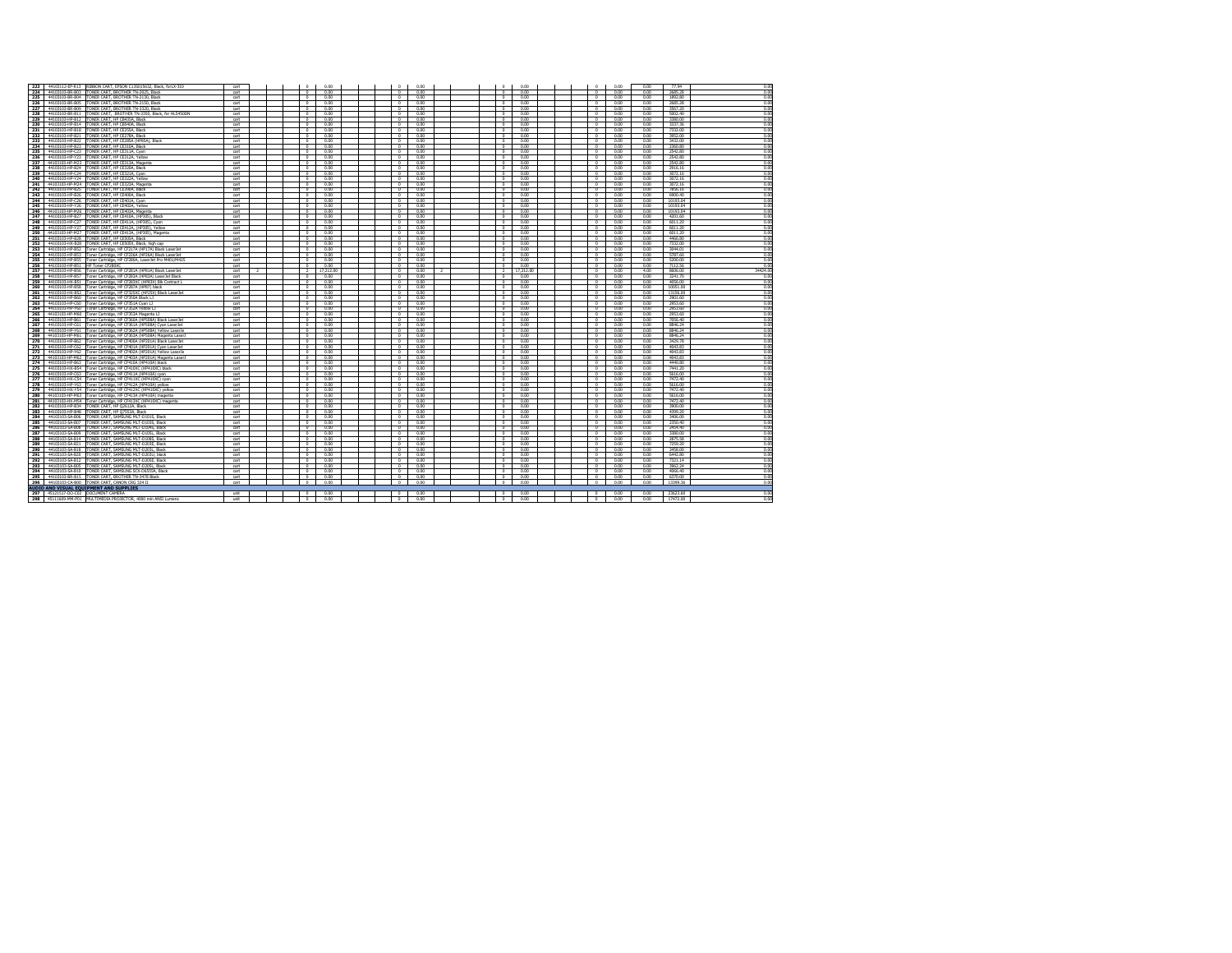| | | | | | | | | | | | | | | | | | | | | | | | | | | |
|---|---|---|---|---|---|---|---|---|---|---|---|---|---|---|---|---|---|---|---|---|---|---|---|---|---|---|
| 223 | 44103112-EP-R13 | RIBBON CART, EPSON C13S015632, Black, forLX-310 | cart | | | | 0 | 0.00 | | | | 0 | 0.00 | | | | 0 | 0.00 | | | | 0 | 0.00 | 0.00 | 77.94 | 0.00 |
| 224 | 44103103-BR-B03 | TONER CART, BROTHER TN-2025, Black | cart | | | | 0 | 0.00 | | | | 0 | 0.00 | | | | 0 | 0.00 | | | | 0 | 0.00 | 0.00 | 2685.28 | 0.00 |
| 225 | 44103103-BR-B04 | TONER CART, BROTHER TN-2130, Black | cart | | | | 0 | 0.00 | | | | 0 | 0.00 | | | | 0 | 0.00 | | | | 0 | 0.00 | 0.00 | 1892.00 | 0.00 |
| 226 | 44103103-BR-B05 | TONER CART, BROTHER TN-2150, Black | cart | | | | 0 | 0.00 | | | | 0 | 0.00 | | | | 0 | 0.00 | | | | 0 | 0.00 | 0.00 | 2685.28 | 0.00 |
| 227 | 44103103-BR-B09 | TONER CART, BROTHER TN-3320, Black | cart | | | | 0 | 0.00 | | | | 0 | 0.00 | | | | 0 | 0.00 | | | | 0 | 0.00 | 0.00 | 3567.20 | 0.00 |
| 228 | 44103103-BR-B11 | TONER CART, BROTHER TN-3350, Black, for HL5450DN | cart | | | | 0 | 0.00 | | | | 0 | 0.00 | | | | 0 | 0.00 | | | | 0 | 0.00 | 0.00 | 5002.40 | 0.00 |
| 229 | 44103103-HP-B12 | TONER CART, HP CB435A, Black | cart | | | | 0 | 0.00 | | | | 0 | 0.00 | | | | 0 | 0.00 | | | | 0 | 0.00 | 0.00 | 3380.00 | 0.00 |
| 230 | 44103103-HP-B14 | TONER CART, HP CB540A, Black | cart | | | | 0 | 0.00 | | | | 0 | 0.00 | | | | 0 | 0.00 | | | | 0 | 0.00 | 0.00 | 3337.36 | 0.00 |
| 231 | 44103103-HP-B18 | TONER CART, HP CE285A, Black | cart | | | | 0 | 0.00 | | | | 0 | 0.00 | | | | 0 | 0.00 | | | | 0 | 0.00 | 0.00 | 7332.00 | 0.00 |
| 232 | 44103103-HP-B21 | TONER CART, HP CE278A, Black | cart | | | | 0 | 0.00 | | | | 0 | 0.00 | | | | 0 | 0.00 | | | | 0 | 0.00 | 0.00 | 3952.00 | 0.00 |
| 233 | 44103103-HP-B22 | TONER CART, HP CE285A (HP85A), Black | cart | | | | 0 | 0.00 | | | | 0 | 0.00 | | | | 0 | 0.00 | | | | 0 | 0.00 | 0.00 | 3432.00 | 0.00 |
| 234 | 44103103-HP-B23 | TONER CART, HP CE310A, Black | cart | | | | 0 | 0.00 | | | | 0 | 0.00 | | | | 0 | 0.00 | | | | 0 | 0.00 | 0.00 | 2360.80 | 0.00 |
| 235 | 44103103-HP-C23 | TONER CART, HP CE311A, Cyan | cart | | | | 0 | 0.00 | | | | 0 | 0.00 | | | | 0 | 0.00 | | | | 0 | 0.00 | 0.00 | 2542.80 | 0.00 |
| 236 | 44103103-HP-Y23 | TONER CART, HP CE312A, Yellow | cart | | | | 0 | 0.00 | | | | 0 | 0.00 | | | | 0 | 0.00 | | | | 0 | 0.00 | 0.00 | 2542.80 | 0.00 |
| 237 | 44103103-HP-M23 | TONER CART, HP CE313A, Magenta | cart | | | | 0 | 0.00 | | | | 0 | 0.00 | | | | 0 | 0.00 | | | | 0 | 0.00 | 0.00 | 2542.80 | 0.00 |
| 238 | 44103103-HP-B24 | TONER CART, HP CE320A, Black | cart | | | | 0 | 0.00 | | | | 0 | 0.00 | | | | 0 | 0.00 | | | | 0 | 0.00 | 0.00 | 2916.16 | 0.00 |
| 239 | 44103103-HP-C24 | TONER CART, HP CE321A, Cyan | cart | | | | 0 | 0.00 | | | | 0 | 0.00 | | | | 0 | 0.00 | | | | 0 | 0.00 | 0.00 | 3072.16 | 0.00 |
| 240 | 44103103-HP-Y24 | TONER CART, HP CE322A, Yellow | cart | | | | 0 | 0.00 | | | | 0 | 0.00 | | | | 0 | 0.00 | | | | 0 | 0.00 | 0.00 | 3072.16 | 0.00 |
| 241 | 44103103-HP-M24 | TONER CART, HP CE323A, Magenta | cart | | | | 0 | 0.00 | | | | 0 | 0.00 | | | | 0 | 0.00 | | | | 0 | 0.00 | 0.00 | 3072.16 | 0.00 |
| 242 | 44103103-HP-B25 | TONER CART, HP CE390A, Black | cart | | | | 0 | 0.00 | | | | 0 | 0.00 | | | | 0 | 0.00 | | | | 0 | 0.00 | 0.00 | 7856.16 | 0.00 |
| 243 | 44103103-HP-B26 | TONER CART, HP CE400A, Black | cart | | | | 0 | 0.00 | | | | 0 | 0.00 | | | | 0 | 0.00 | | | | 0 | 0.00 | 0.00 | 6900.40 | 0.00 |
| 244 | 44103103-HP-C26 | TONER CART, HP CE401A, Cyan | cart | | | | 0 | 0.00 | | | | 0 | 0.00 | | | | 0 | 0.00 | | | | 0 | 0.00 | 0.00 | 10193.84 | 0.00 |
| 245 | 44103103-HP-Y26 | TONER CART, HP CE402A, Yellow | cart | | | | 0 | 0.00 | | | | 0 | 0.00 | | | | 0 | 0.00 | | | | 0 | 0.00 | 0.00 | 10193.84 | 0.00 |
| 246 | 44103103-HP-M26 | TONER CART, HP CE403A, Magenta | cart | | | | 0 | 0.00 | | | | 0 | 0.00 | | | | 0 | 0.00 | | | | 0 | 0.00 | 0.00 | 10193.84 | 0.00 |
| 247 | 44103103-HP-B27 | TONER CART, HP CE410A, (HP305), Black | cart | | | | 0 | 0.00 | | | | 0 | 0.00 | | | | 0 | 0.00 | | | | 0 | 0.00 | 0.00 | 4201.60 | 0.00 |
| 248 | 44103103-HP-C27 | TONER CART, HP CE411A, (HP305), Cyan | cart | | | | 0 | 0.00 | | | | 0 | 0.00 | | | | 0 | 0.00 | | | | 0 | 0.00 | 0.00 | 6011.20 | 0.00 |
| 249 | 44103103-HP-Y27 | TONER CART, HP CE412A, (HP305), Yellow | cart | | | | 0 | 0.00 | | | | 0 | 0.00 | | | | 0 | 0.00 | | | | 0 | 0.00 | 0.00 | 6011.20 | 0.00 |
| 250 | 44103103-HP-M27 | TONER CART, HP CE413A, (HP305), Magenta | cart | | | | 0 | 0.00 | | | | 0 | 0.00 | | | | 0 | 0.00 | | | | 0 | 0.00 | 0.00 | 6011.20 | 0.00 |
| 251 | 44103103-HP-B28 | TONER CART, HP CE505A, Black | cart | | | | 0 | 0.00 | | | | 0 | 0.00 | | | | 0 | 0.00 | | | | 0 | 0.00 | 0.00 | 4466.80 | 0.00 |
| 252 | 44103103-HP-B28 | TONER CART, HP CE505X, Black, high cap | cart | | | | 0 | 0.00 | | | | 0 | 0.00 | | | | 0 | 0.00 | | | | 0 | 0.00 | 0.00 | 7332.00 | 0.00 |
| 253 | 44103103-HP-B52 | Toner Cartridge, HP CF217A (HP17A) Black LaserJet | cart | | | | 0 | 0.00 | | | | 0 | 0.00 | | | | 0 | 0.00 | | | | 0 | 0.00 | 0.00 | 3044.01 | 0.00 |
| 254 | 44103103-HP-B53 | Toner Cartridge, HP CF226A (HP26A) Black LaserJet | cart | | | | 0 | 0.00 | | | | 0 | 0.00 | | | | 0 | 0.00 | | | | 0 | 0.00 | 0.00 | 5787.60 | 0.00 |
| 255 | 44103103-HP-B55 | Toner Cartridge, HP CF280A, LaserJet Pro M401/M425 | cart | | | | 0 | 0.00 | | | | 0 | 0.00 | | | | 0 | 0.00 | | | | 0 | 0.00 | 0.00 | 6200.00 | 0.00 |
| 256 | 44103103-HP-B51 | HP Toner CF280XC | cart | | | | 0 | 0.00 | | | | 0 | 0.00 | | | | 0 | 0.00 | | | | 0 | 0.00 | 0.00 | 7112.56 | 0.00 |
| 257 | 44103103-HP-B56 | Toner Cartridge, HP CF281A (HP81A) Black LaserJet | cart | 2 | | | 2 | 17,212.80 | | | | 0 | 0.00 | 2 | | | 2 | 17,212.80 | | | | 0 | 0.00 | 4.00 | 8606.40 | 34425.60 |
| 258 | 44103103-HP-B57 | Toner Cartridge, HP CF283A (HP83A) LaserJet Black | cart | | | | 0 | 0.00 | | | | 0 | 0.00 | | | | 0 | 0.00 | | | | 0 | 0.00 | 0.00 | 3241.70 | 0.00 |
| 259 | 44103103-HX-B51 | Toner Cartridge, HP CF283XC (HP83X) Blk Contract L | cart | | | | 0 | 0.00 | | | | 0 | 0.00 | | | | 0 | 0.00 | | | | 0 | 0.00 | 0.00 | 4056.00 | 0.00 |
| 260 | 44103103-HP-B58 | Toner Cartridge, HP CF287A (HP87) black | cart | | | | 0 | 0.00 | | | | 0 | 0.00 | | | | 0 | 0.00 | | | | 0 | 0.00 | 0.00 | 10051.00 | 0.00 |
| 261 | 44103103-HP-B52 | Toner Cartridge, HP CF325XC (HP25X) Black LaserJet | cart | | | | 0 | 0.00 | | | | 0 | 0.00 | | | | 0 | 0.00 | | | | 0 | 0.00 | 0.00 | 13156.00 | 0.00 |
| 262 | 44103103-HP-B60 | Toner Cartridge, HP CF350A Black LJ | cart | | | | 0 | 0.00 | | | | 0 | 0.00 | | | | 0 | 0.00 | | | | 0 | 0.00 | 0.00 | 2901.60 | 0.00 |
| 263 | 44103103-HP-C60 | Toner Cartridge, HP CF351A Cyan LJ | cart | | | | 0 | 0.00 | | | | 0 | 0.00 | | | | 0 | 0.00 | | | | 0 | 0.00 | 0.00 | 2953.60 | 0.00 |
| 264 | 44103103-HP-Y60 | Toner Cartridge, HP CF352A Yellow LJ | cart | | | | 0 | 0.00 | | | | 0 | 0.00 | | | | 0 | 0.00 | | | | 0 | 0.00 | 0.00 | 2953.60 | 0.00 |
| 265 | 44103103-HP-M60 | Toner Cartridge, HP CF353A Magenta LJ | cart | | | | 0 | 0.00 | | | | 0 | 0.00 | | | | 0 | 0.00 | | | | 0 | 0.00 | 0.00 | 2953.60 | 0.00 |
| 266 | 44103103-HP-B61 | Toner Cartridge, HP CF360A (HP508A) Black LaserJet | cart | | | | 0 | 0.00 | | | | 0 | 0.00 | | | | 0 | 0.00 | | | | 0 | 0.00 | 0.00 | 7056.40 | 0.00 |
| 267 | 44103103-HP-C61 | Toner Cartridge, HP CF361A (HP508A) Cyan LaserJet | cart | | | | 0 | 0.00 | | | | 0 | 0.00 | | | | 0 | 0.00 | | | | 0 | 0.00 | 0.00 | 8846.24 | 0.00 |
| 268 | 44103103-HP-Y61 | Toner Cartridge, HP CF362A (HP508A) Yellow LaserJe | cart | | | | 0 | 0.00 | | | | 0 | 0.00 | | | | 0 | 0.00 | | | | 0 | 0.00 | 0.00 | 8846.24 | 0.00 |
| 269 | 44103103-HP-M61 | Toner Cartridge, HP CF363A (HP508A) Magenta LaserJ | cart | | | | 0 | 0.00 | | | | 0 | 0.00 | | | | 0 | 0.00 | | | | 0 | 0.00 | 0.00 | 8846.24 | 0.00 |
| 270 | 44103103-HP-B62 | Toner Cartridge, HP CF400A (HP201A) Black LaserJet | cart | | | | 0 | 0.00 | | | | 0 | 0.00 | | | | 0 | 0.00 | | | | 0 | 0.00 | 0.00 | 3429.78 | 0.00 |
| 271 | 44103103-HP-C62 | Toner Cartridge, HP CF401A (HP201A) Cyan LaserJet | cart | | | | 0 | 0.00 | | | | 0 | 0.00 | | | | 0 | 0.00 | | | | 0 | 0.00 | 0.00 | 4043.83 | 0.00 |
| 272 | 44103103-HP-Y62 | Toner Cartridge, HP CF402A (HP201A) Yellow LaserJe | cart | | | | 0 | 0.00 | | | | 0 | 0.00 | | | | 0 | 0.00 | | | | 0 | 0.00 | 0.00 | 4043.83 | 0.00 |
| 273 | 44103103-HP-M62 | Toner Cartridge, HP CF403A (HP201A) Magenta LaserJ | cart | | | | 0 | 0.00 | | | | 0 | 0.00 | | | | 0 | 0.00 | | | | 0 | 0.00 | 0.00 | 4043.83 | 0.00 |
| 274 | 44103103-HP-B63 | Toner Cartridge, HP CF410A (HP410A) black | cart | | | | 0 | 0.00 | | | | 0 | 0.00 | | | | 0 | 0.00 | | | | 0 | 0.00 | 0.00 | 4440.80 | 0.00 |
| 275 | 44103103-HX-B54 | Toner Cartridge, HP CF410XC (HP410XC) black | cart | | | | 0 | 0.00 | | | | 0 | 0.00 | | | | 0 | 0.00 | | | | 0 | 0.00 | 0.00 | 7441.20 | 0.00 |
| 276 | 44103103-HP-C63 | Toner Cartridge, HP CF411A (HP410A) cyan | cart | | | | 0 | 0.00 | | | | 0 | 0.00 | | | | 0 | 0.00 | | | | 0 | 0.00 | 0.00 | 5616.00 | 0.00 |
| 277 | 44103103-HX-C54 | Toner Cartridge, HP CF411XC (HP410XC) cyan | cart | | | | 0 | 0.00 | | | | 0 | 0.00 | | | | 0 | 0.00 | | | | 0 | 0.00 | 0.00 | 7472.40 | 0.00 |
| 278 | 44103103-HP-Y63 | Toner Cartridge, HP CF412A (HP410A) yellow | cart | | | | 0 | 0.00 | | | | 0 | 0.00 | | | | 0 | 0.00 | | | | 0 | 0.00 | 0.00 | 5616.00 | 0.00 |
| 279 | 44103103-HX-Y54 | Toner Cartridge, HP CF412XC (HP410XC) yellow | cart | | | | 0 | 0.00 | | | | 0 | 0.00 | | | | 0 | 0.00 | | | | 0 | 0.00 | 0.00 | 7472.40 | 0.00 |
| 280 | 44103103-HP-M63 | Toner Cartridge, HP CF413A (HP410A) magenta | cart | | | | 0 | 0.00 | | | | 0 | 0.00 | | | | 0 | 0.00 | | | | 0 | 0.00 | 0.00 | 5616.00 | 0.00 |
| 281 | 44103103-HX-M54 | Toner Cartridge, HP CF413XC (HP410XC) magenta | cart | | | | 0 | 0.00 | | | | 0 | 0.00 | | | | 0 | 0.00 | | | | 0 | 0.00 | 0.00 | 7472.40 | 0.00 |
| 282 | 44103103-HP-B34 | TONER CART, HP Q2612A, Black | cart | | | | 0 | 0.00 | | | | 0 | 0.00 | | | | 0 | 0.00 | | | | 0 | 0.00 | 0.00 | 3900.00 | 0.00 |
| 283 | 44103103-HP-B48 | TONER CART, HP Q7553A, Black | cart | | | | 0 | 0.00 | | | | 0 | 0.00 | | | | 0 | 0.00 | | | | 0 | 0.00 | 0.00 | 4399.20 | 0.00 |
| 284 | 44103103-SA-B06 | TONER CART, SAMSUNG MLT-D101S, Black | cart | | | | 0 | 0.00 | | | | 0 | 0.00 | | | | 0 | 0.00 | | | | 0 | 0.00 | 0.00 | 3406.00 | 0.00 |
| 285 | 44103103-SA-B07 | TONER CART, SAMSUNG MLT-D103S, Black | cart | | | | 0 | 0.00 | | | | 0 | 0.00 | | | | 0 | 0.00 | | | | 0 | 0.00 | 0.00 | 2350.40 | 0.00 |
| 286 | 44103103-SA-B08 | TONER CART, SAMSUNG MLT-D104S, Black | cart | | | | 0 | 0.00 | | | | 0 | 0.00 | | | | 0 | 0.00 | | | | 0 | 0.00 | 0.00 | 2454.40 | 0.00 |
| 287 | 44103103-SA-B09 | TONER CART, SAMSUNG MLT-D105L, Black | cart | | | | 0 | 0.00 | | | | 0 | 0.00 | | | | 0 | 0.00 | | | | 0 | 0.00 | 0.00 | 3380.00 | 0.00 |
| 288 | 44103103-SA-B14 | TONER CART, SAMSUNG MLT-D108S, Black | cart | | | | 0 | 0.00 | | | | 0 | 0.00 | | | | 0 | 0.00 | | | | 0 | 0.00 | 0.00 | 2875.58 | 0.00 |
| 289 | 44103103-SA-B21 | TONER CART, SAMSUNG MLT-D203E, Black | cart | | | | 0 | 0.00 | | | | 0 | 0.00 | | | | 0 | 0.00 | | | | 0 | 0.00 | 0.00 | 7259.20 | 0.00 |
| 290 | 44103103-SA-B18 | TONER CART, SAMSUNG MLT-D203L, Black | cart | | | | 0 | 0.00 | | | | 0 | 0.00 | | | | 0 | 0.00 | | | | 0 | 0.00 | 0.00 | 3458.00 | 0.00 |
| 291 | 44103103-SA-B20 | TONER CART, SAMSUNG MLT-D203U, black | cart | | | | 0 | 0.00 | | | | 0 | 0.00 | | | | 0 | 0.00 | | | | 0 | 0.00 | 0.00 | 6442.80 | 0.00 |
| 292 | 44103103-SA-B12 | TONER CART, SAMSUNG MLT-D205E, Black | cart | | | | 0 | 0.00 | | | | 0 | 0.00 | | | | 0 | 0.00 | | | | 0 | 0.00 | 0.00 | 7321.14 | 0.00 |
| 293 | 44103103-SA-B05 | TONER CART, SAMSUNG MLT-D205L, Black | cart | | | | 0 | 0.00 | | | | 0 | 0.00 | | | | 0 | 0.00 | | | | 0 | 0.00 | 0.00 | 3962.24 | 0.00 |
| 294 | 44103103-SA-B10 | TONER CART, SAMSUNG SCX-D6555A, Black | cart | | | | 0 | 0.00 | | | | 0 | 0.00 | | | | 0 | 0.00 | | | | 0 | 0.00 | 0.00 | 4066.40 | 0.00 |
| 295 | 44103103-BR-B15 | TONER CART, BROTHER TN-3478 Black | cart | | | | 0 | 0.00 | | | | 0 | 0.00 | | | | 0 | 0.00 | | | | 0 | 0.00 | 0.00 | 6370.00 | 0.00 |
| 296 | 44103103-CA-B00 | TONER CART, CANON CRG 324 II | cart | | | | 0 | 0.00 | | | | 0 | 0.00 | | | | 0 | 0.00 | | | | 0 | 0.00 | 0.00 | 13399.36 | 0.00 |
| **AUDIO AND VISUAL EQUIPMENT AND SUPPLIES** | | | | | | | | | | | | | | | | | | | | | | | | | | |
| 297 | 45121517-DO-C01 | DOCUMENT CAMERA | unit | | | | 0 | 0.00 | | | | 0 | 0.00 | | | | 0 | 0.00 | | | | 0 | 0.00 | 0.00 | 23623.60 | 0.00 |
| 298 | 45111609-MM-P01 | MULTIMEDIA PROJECTOR, 4000 min ANSI Lumens | unit | | | | 0 | 0.00 | | | | 0 | 0.00 | | | | 0 | 0.00 | | | | 0 | 0.00 | 0.00 | 17472.00 | 0.00 |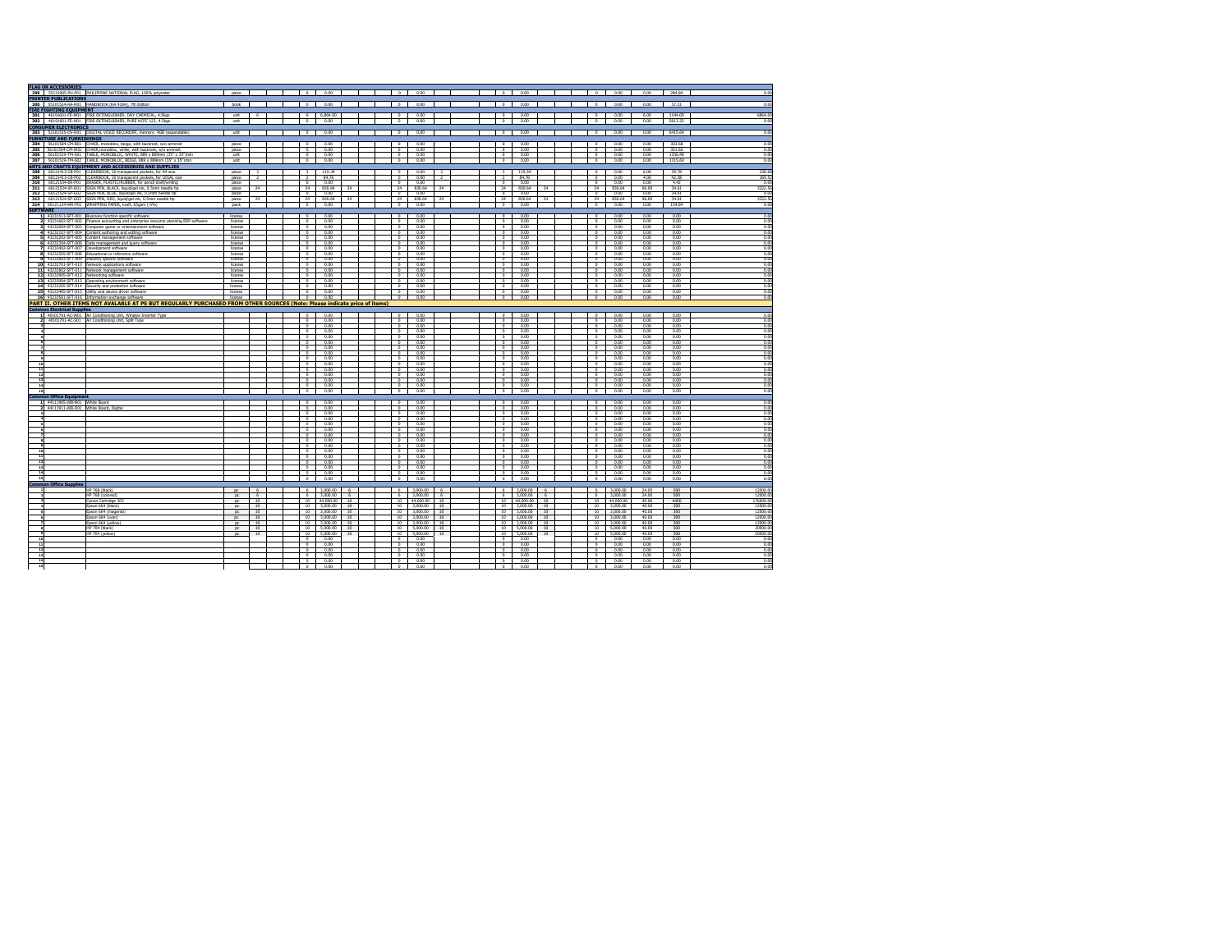| No. | Code | Item & Specifications | Unit | | | | | | | | | | | | | | | | | | | | | | | |
|---|---|---|---|---|---|---|---|---|---|---|---|---|---|---|---|---|---|---|---|---|---|---|---|---|---|---|
| **FLAG OR ACCESSORIES** | | | | | | | | | | | | | | | | | | | | | | | | | | |
| 299 | 55121905-PH-F01 | PHILIPPINE NATIONAL FLAG, 100% polyester | piece | | | | 0 | 0.00 | | | | 0 | 0.00 | | | | 0 | 0.00 | | | | 0 | 0.00 | 0.00 | 284.84 | 0.00 |
| **PRINTED PUBLICATIONS** | | | | | | | | | | | | | | | | | | | | | | | | | | |
| 300 | 55101524-RA-H01 | HANDBOOK (RA 9184), 7th Edition | book | | | | 0 | 0.00 | | | | 0 | 0.00 | | | | 0 | 0.00 | | | | 0 | 0.00 | 0.00 | 37.21 | 0.00 |
| **FIRE FIGHTING EQUIPMENT** | | | | | | | | | | | | | | | | | | | | | | | | | | |
| 301 | 46191601-FE-M01 | FIRE EXTINGUISHER, DRY CHEMICAL, 4.5kgs | unit | 6 | | | 6 | 6,864.00 | | | | 0 | 0.00 | | | | 0 | 0.00 | | | | 0 | 0.00 | 6.00 | 1144.00 | 6864.00 |
| 302 | 46191601-FE-H01 | FIRE EXTINGUISHER, PURE HCFC 123, 4.5kgs | unit | | | | 0 | 0.00 | | | | 0 | 0.00 | | | | 0 | 0.00 | | | | 0 | 0.00 | 0.00 | 5613.25 | 0.00 |
| **CONSUMER ELECTRONICS** | | | | | | | | | | | | | | | | | | | | | | | | | | |
| 303 | 52161535-DV-R01 | DIGITAL VOICE RECORDER, memory: 4GB (expandable) | unit | | | | 0 | 0.00 | | | | 0 | 0.00 | | | | 0 | 0.00 | | | | 0 | 0.00 | 0.00 | 6415.64 | 0.00 |
| **FURNITURE AND FURNISHINGS** | | | | | | | | | | | | | | | | | | | | | | | | | | |
| 304 | 56101504-CM-B01 | CHAIR, monobloc, beige, with backrest, w/o armrest | piece | | | | 0 | 0.00 | | | | 0 | 0.00 | | | | 0 | 0.00 | | | | 0 | 0.00 | 0.00 | 303.68 | 0.00 |
| 305 | 56101504-CM-W01 | CHAIR, monobloc, white, with backrest, w/o armrest | piece | | | | 0 | 0.00 | | | | 0 | 0.00 | | | | 0 | 0.00 | | | | 0 | 0.00 | 0.00 | 301.60 | 0.00 |
| 306 | 56101519-TM-S01 | TABLE, MONOBLOC, WHITE, 889 x 889mm (35" x 35")min | unit | | | | 0 | 0.00 | | | | 0 | 0.00 | | | | 0 | 0.00 | | | | 0 | 0.00 | 0.00 | 1136.40 | 0.00 |
| 307 | 56101519-TM-S02 | TABLE, MONOBLOC, BEIGE, 889 x 889mm (35" x 35")min | unit | | | | 0 | 0.00 | | | | 0 | 0.00 | | | | 0 | 0.00 | | | | 0 | 0.00 | 0.00 | 1175.60 | 0.00 |
| **ARTS AND CRAFTS EQUIPMENT AND ACCESSORIES AND SUPPLIES** | | | | | | | | | | | | | | | | | | | | | | | | | | |
| 308 | 60121413-CB-P01 | CLEARBOOK, 20 transparent pockets, for A4 size | piece | 3 | | | 3 | 119.34 | | | | 0 | 0.00 | 3 | | | 3 | 119.34 | | | | 0 | 0.00 | 6.00 | 39.78 | 238.68 |
| 309 | 60121413-CB-P02 | CLEARBOOK, 20 transparent pockets, for LEGAL size | piece | 2 | | | 2 | 84.76 | | | | 0 | 0.00 | 2 | | | 2 | 84.76 | | | | 0 | 0.00 | 4.00 | 42.38 | 169.52 |
| 310 | 60121534-ER-P01 | ERASER, PLASTIC/RUBBER, for pencil draft/writing | piece | | | | 0 | 0.00 | | | | 0 | 0.00 | | | | 0 | 0.00 | | | | 0 | 0.00 | 0.00 | 4.42 | 0.00 |
| 311 | 60121524-SP-G01 | SIGN PEN, BLACK, liquid/gel ink, 0.5mm needle tip | piece | 24 | | | 24 | 830.64 | 24 | | | 24 | 830.64 | 24 | | | 24 | 830.64 | 24 | | | 24 | 830.64 | 96.00 | 34.61 | 3322.56 |
| 312 | 60121524-SP-G02 | SIGN PEN, BLUE, liquid/gel ink, 0.5mm needle tip | piece | | | | 0 | 0.00 | | | | 0 | 0.00 | | | | 0 | 0.00 | | | | 0 | 0.00 | 0.00 | 34.61 | 0.00 |
| 313 | 60121524-SP-G03 | SIGN PEN, RED, liquid/gel ink, 0.5mm needle tip | piece | 24 | | | 24 | 830.64 | 24 | | | 24 | 830.64 | 24 | | | 24 | 830.64 | 24 | | | 24 | 830.64 | 96.00 | 34.61 | 3322.56 |
| 314 | 60121124-WR-P01 | WRAPPING PAPER, kraft, 65gsm (-5%) | pack | | | | 0 | 0.00 | | | | 0 | 0.00 | | | | 0 | 0.00 | | | | 0 | 0.00 | 0.00 | 154.84 | 0.00 |
| **SOFTWARE** | | | | | | | | | | | | | | | | | | | | | | | | | | |
| 1 | 43231513-SFT-001 | Business function specific software | license | | | | 0 | 0.00 | | | | 0 | 0.00 | | | | 0 | 0.00 | | | | 0 | 0.00 | 0.00 | 0.00 | 0.00 |
| 2 | 43231602-SFT-002 | Finance accounting and enterprise resource planning ERP software | license | | | | 0 | 0.00 | | | | 0 | 0.00 | | | | 0 | 0.00 | | | | 0 | 0.00 | 0.00 | 0.00 | 0.00 |
| 3 | 43232004-SFT-003 | Computer game or entertainment software | license | | | | 0 | 0.00 | | | | 0 | 0.00 | | | | 0 | 0.00 | | | | 0 | 0.00 | 0.00 | 0.00 | 0.00 |
| 4 | 43232107-SFT-004 | Content authoring and editing software | license | | | | 0 | 0.00 | | | | 0 | 0.00 | | | | 0 | 0.00 | | | | 0 | 0.00 | 0.00 | 0.00 | 0.00 |
| 5 | 43232202-SFT-005 | Content management software | license | | | | 0 | 0.00 | | | | 0 | 0.00 | | | | 0 | 0.00 | | | | 0 | 0.00 | 0.00 | 0.00 | 0.00 |
| 6 | 43232304-SFT-006 | Data management and query software | license | | | | 0 | 0.00 | | | | 0 | 0.00 | | | | 0 | 0.00 | | | | 0 | 0.00 | 0.00 | 0.00 | 0.00 |
| 7 | 43232402-SFT-007 | Development software | license | | | | 0 | 0.00 | | | | 0 | 0.00 | | | | 0 | 0.00 | | | | 0 | 0.00 | 0.00 | 0.00 | 0.00 |
| 8 | 43232505-SFT-008 | Educational or reference software | license | | | | 0 | 0.00 | | | | 0 | 0.00 | | | | 0 | 0.00 | | | | 0 | 0.00 | 0.00 | 0.00 | 0.00 |
| 9 | 43232603-SFT-009 | Industry specific software | license | | | | 0 | 0.00 | | | | 0 | 0.00 | | | | 0 | 0.00 | | | | 0 | 0.00 | 0.00 | 0.00 | 0.00 |
| 10 | 43232701-SFT-010 | Network applications software | license | | | | 0 | 0.00 | | | | 0 | 0.00 | | | | 0 | 0.00 | | | | 0 | 0.00 | 0.00 | 0.00 | 0.00 |
| 11 | 43232802-SFT-011 | Network management software | license | | | | 0 | 0.00 | | | | 0 | 0.00 | | | | 0 | 0.00 | | | | 0 | 0.00 | 0.00 | 0.00 | 0.00 |
| 12 | 43232905-SFT-012 | Networking software | license | | | | 0 | 0.00 | | | | 0 | 0.00 | | | | 0 | 0.00 | | | | 0 | 0.00 | 0.00 | 0.00 | 0.00 |
| 13 | 43233004-SFT-013 | Operating environment software | license | | | | 0 | 0.00 | | | | 0 | 0.00 | | | | 0 | 0.00 | | | | 0 | 0.00 | 0.00 | 0.00 | 0.00 |
| 14 | 43233205-SFT-014 | Security and protection software | license | | | | 0 | 0.00 | | | | 0 | 0.00 | | | | 0 | 0.00 | | | | 0 | 0.00 | 0.00 | 0.00 | 0.00 |
| 15 | 43233405-SFT-015 | Utility and device driver software | license | | | | 0 | 0.00 | | | | 0 | 0.00 | | | | 0 | 0.00 | | | | 0 | 0.00 | 0.00 | 0.00 | 0.00 |
| 16 | 43233501-SFT-016 | Information exchange software | license | | | | 0 | 0.00 | | | | 0 | 0.00 | | | | 0 | 0.00 | | | | 0 | 0.00 | 0.00 | 0.00 | 0.00 |
| **PART II. OTHER ITEMS NOT AVALABLE AT PS BUT REGULARLY PURCHASED FROM OTHER SOURCES (Note: Please indicate price of items)** | | | | | | | | | | | | | | | | | | | | | | | | | | |
| **Common Electrical Supplies** | | | | | | | | | | | | | | | | | | | | | | | | | | |
| 1 | 40101701-AC-W01 | Air Conditioning Unit, Window Inverter Type | | | | | 0 | 0.00 | | | | 0 | 0.00 | | | | 0 | 0.00 | | | | 0 | 0.00 | 0.00 | 0.00 | 0.00 |
| 2 | 40101701-AC-S01 | Air Conditioning Unit, Split Type | | | | | 0 | 0.00 | | | | 0 | 0.00 | | | | 0 | 0.00 | | | | 0 | 0.00 | 0.00 | 0.00 | 0.00 |
| 3 | | | | | | | 0 | 0.00 | | | | 0 | 0.00 | | | | 0 | 0.00 | | | | 0 | 0.00 | 0.00 | 0.00 | 0.00 |
| 4 | | | | | | | 0 | 0.00 | | | | 0 | 0.00 | | | | 0 | 0.00 | | | | 0 | 0.00 | 0.00 | 0.00 | 0.00 |
| 5 | | | | | | | 0 | 0.00 | | | | 0 | 0.00 | | | | 0 | 0.00 | | | | 0 | 0.00 | 0.00 | 0.00 | 0.00 |
| 6 | | | | | | | 0 | 0.00 | | | | 0 | 0.00 | | | | 0 | 0.00 | | | | 0 | 0.00 | 0.00 | 0.00 | 0.00 |
| 7 | | | | | | | 0 | 0.00 | | | | 0 | 0.00 | | | | 0 | 0.00 | | | | 0 | 0.00 | 0.00 | 0.00 | 0.00 |
| 8 | | | | | | | 0 | 0.00 | | | | 0 | 0.00 | | | | 0 | 0.00 | | | | 0 | 0.00 | 0.00 | 0.00 | 0.00 |
| 9 | | | | | | | 0 | 0.00 | | | | 0 | 0.00 | | | | 0 | 0.00 | | | | 0 | 0.00 | 0.00 | 0.00 | 0.00 |
| 10 | | | | | | | 0 | 0.00 | | | | 0 | 0.00 | | | | 0 | 0.00 | | | | 0 | 0.00 | 0.00 | 0.00 | 0.00 |
| 11 | | | | | | | 0 | 0.00 | | | | 0 | 0.00 | | | | 0 | 0.00 | | | | 0 | 0.00 | 0.00 | 0.00 | 0.00 |
| 12 | | | | | | | 0 | 0.00 | | | | 0 | 0.00 | | | | 0 | 0.00 | | | | 0 | 0.00 | 0.00 | 0.00 | 0.00 |
| 13 | | | | | | | 0 | 0.00 | | | | 0 | 0.00 | | | | 0 | 0.00 | | | | 0 | 0.00 | 0.00 | 0.00 | 0.00 |
| 14 | | | | | | | 0 | 0.00 | | | | 0 | 0.00 | | | | 0 | 0.00 | | | | 0 | 0.00 | 0.00 | 0.00 | 0.00 |
| 15 | | | | | | | 0 | 0.00 | | | | 0 | 0.00 | | | | 0 | 0.00 | | | | 0 | 0.00 | 0.00 | 0.00 | 0.00 |
| **Common Office Equipment** | | | | | | | | | | | | | | | | | | | | | | | | | | |
| 1 | 44111905-WB-N01 | White Board | | | | | 0 | 0.00 | | | | 0 | 0.00 | | | | 0 | 0.00 | | | | 0 | 0.00 | 0.00 | 0.00 | 0.00 |
| 2 | 44111911-WB-D01 | White Board, Digital | | | | | 0 | 0.00 | | | | 0 | 0.00 | | | | 0 | 0.00 | | | | 0 | 0.00 | 0.00 | 0.00 | 0.00 |
| 3 | | | | | | | 0 | 0.00 | | | | 0 | 0.00 | | | | 0 | 0.00 | | | | 0 | 0.00 | 0.00 | 0.00 | 0.00 |
| 4 | | | | | | | 0 | 0.00 | | | | 0 | 0.00 | | | | 0 | 0.00 | | | | 0 | 0.00 | 0.00 | 0.00 | 0.00 |
| 5 | | | | | | | 0 | 0.00 | | | | 0 | 0.00 | | | | 0 | 0.00 | | | | 0 | 0.00 | 0.00 | 0.00 | 0.00 |
| 6 | | | | | | | 0 | 0.00 | | | | 0 | 0.00 | | | | 0 | 0.00 | | | | 0 | 0.00 | 0.00 | 0.00 | 0.00 |
| 7 | | | | | | | 0 | 0.00 | | | | 0 | 0.00 | | | | 0 | 0.00 | | | | 0 | 0.00 | 0.00 | 0.00 | 0.00 |
| 8 | | | | | | | 0 | 0.00 | | | | 0 | 0.00 | | | | 0 | 0.00 | | | | 0 | 0.00 | 0.00 | 0.00 | 0.00 |
| 9 | | | | | | | 0 | 0.00 | | | | 0 | 0.00 | | | | 0 | 0.00 | | | | 0 | 0.00 | 0.00 | 0.00 | 0.00 |
| 10 | | | | | | | 0 | 0.00 | | | | 0 | 0.00 | | | | 0 | 0.00 | | | | 0 | 0.00 | 0.00 | 0.00 | 0.00 |
| 11 | | | | | | | 0 | 0.00 | | | | 0 | 0.00 | | | | 0 | 0.00 | | | | 0 | 0.00 | 0.00 | 0.00 | 0.00 |
| 12 | | | | | | | 0 | 0.00 | | | | 0 | 0.00 | | | | 0 | 0.00 | | | | 0 | 0.00 | 0.00 | 0.00 | 0.00 |
| 13 | | | | | | | 0 | 0.00 | | | | 0 | 0.00 | | | | 0 | 0.00 | | | | 0 | 0.00 | 0.00 | 0.00 | 0.00 |
| 14 | | | | | | | 0 | 0.00 | | | | 0 | 0.00 | | | | 0 | 0.00 | | | | 0 | 0.00 | 0.00 | 0.00 | 0.00 |
| 15 | | | | | | | 0 | 0.00 | | | | 0 | 0.00 | | | | 0 | 0.00 | | | | 0 | 0.00 | 0.00 | 0.00 | 0.00 |
| **Common Office Supplies** | | | | | | | | | | | | | | | | | | | | | | | | | | |
| 1 | | HP 768 (black) | pc | 6 | | | 6 | 3,000.00 | 6 | | | 6 | 3,000.00 | 6 | | | 6 | 3,000.00 | 6 | | | 6 | 3,000.00 | 24.00 | 500 | 12000.00 |
| 2 | | HP 768 (colored) | pc | 6 | | | 6 | 3,000.00 | 6 | | | 6 | 3,000.00 | 6 | | | 6 | 3,000.00 | 6 | | | 6 | 3,000.00 | 24.00 | 500 | 12000.00 |
| 3 | | Canon Cartridge 303 | pc | 10 | | | 10 | 44,000.00 | 10 | | | 10 | 44,000.00 | 10 | | | 10 | 44,000.00 | 10 | | | 10 | 44,000.00 | 40.00 | 4400 | 176000.00 |
| 4 | | Epson 664 (black) | pc | 10 | | | 10 | 3,000.00 | 10 | | | 10 | 3,000.00 | 10 | | | 10 | 3,000.00 | 10 | | | 10 | 3,000.00 | 40.00 | 300 | 12000.00 |
| 5 | | Epson 664 (magenta) | pc | 10 | | | 10 | 3,000.00 | 10 | | | 10 | 3,000.00 | 10 | | | 10 | 3,000.00 | 10 | | | 10 | 3,000.00 | 40.00 | 300 | 12000.00 |
| 6 | | Epson 664 (cyan) | pc | 10 | | | 10 | 3,000.00 | 10 | | | 10 | 3,000.00 | 10 | | | 10 | 3,000.00 | 10 | | | 10 | 3,000.00 | 40.00 | 300 | 12000.00 |
| 7 | | Epson 664 (yellow) | pc | 10 | | | 10 | 3,000.00 | 10 | | | 10 | 3,000.00 | 10 | | | 10 | 3,000.00 | 10 | | | 10 | 3,000.00 | 40.00 | 300 | 12000.00 |
| 8 | | HP 704 (black) | pc | 10 | | | 10 | 5,000.00 | 10 | | | 10 | 5,000.00 | 10 | | | 10 | 5,000.00 | 10 | | | 10 | 5,000.00 | 40.00 | 500 | 20000.00 |
| 9 | | HP 704 (yellow) | pc | 10 | | | 10 | 5,000.00 | 10 | | | 10 | 5,000.00 | 10 | | | 10 | 5,000.00 | 10 | | | 10 | 5,000.00 | 40.00 | 500 | 20000.00 |
| 10 | | | | | | | 0 | 0.00 | | | | 0 | 0.00 | | | | 0 | 0.00 | | | | 0 | 0.00 | 0.00 | 0.00 | 0.00 |
| 11 | | | | | | | 0 | 0.00 | | | | 0 | 0.00 | | | | 0 | 0.00 | | | | 0 | 0.00 | 0.00 | 0.00 | 0.00 |
| 12 | | | | | | | 0 | 0.00 | | | | 0 | 0.00 | | | | 0 | 0.00 | | | | 0 | 0.00 | 0.00 | 0.00 | 0.00 |
| 13 | | | | | | | 0 | 0.00 | | | | 0 | 0.00 | | | | 0 | 0.00 | | | | 0 | 0.00 | 0.00 | 0.00 | 0.00 |
| 14 | | | | | | | 0 | 0.00 | | | | 0 | 0.00 | | | | 0 | 0.00 | | | | 0 | 0.00 | 0.00 | 0.00 | 0.00 |
| 15 | | | | | | | 0 | 0.00 | | | | 0 | 0.00 | | | | 0 | 0.00 | | | | 0 | 0.00 | 0.00 | 0.00 | 0.00 |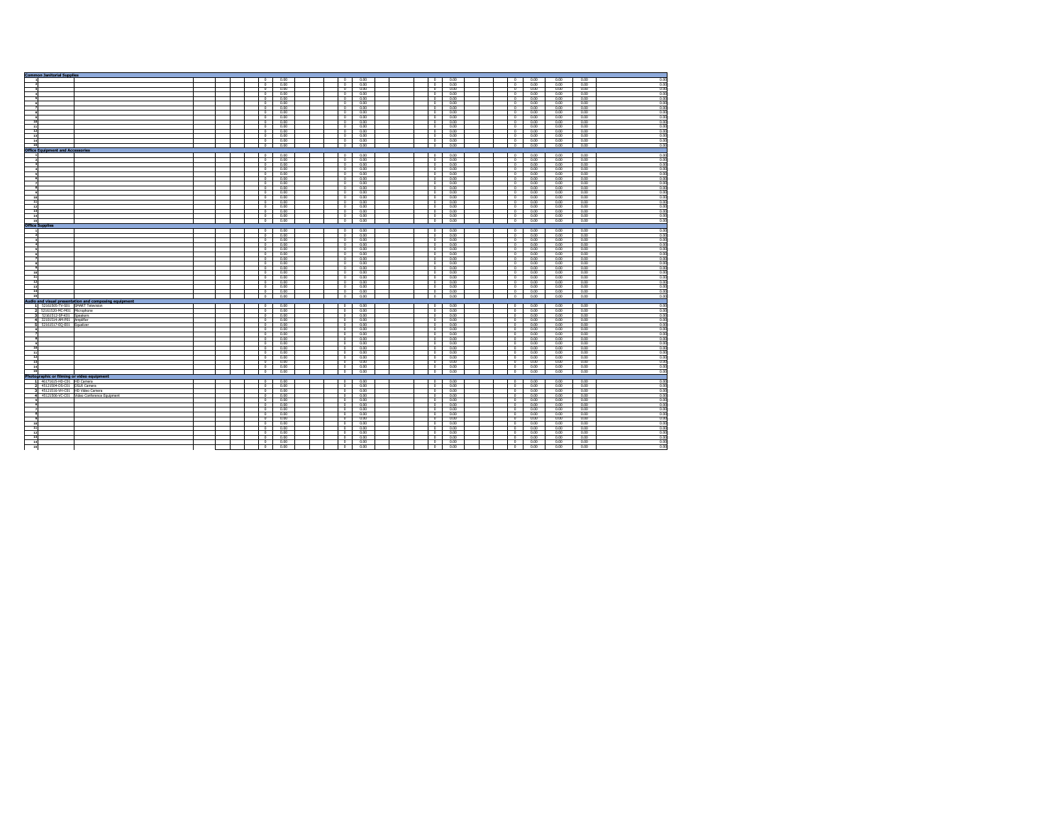| | | | | | | | | | | | | | | | | | | | | | | | | | | | |
|---|---|---|---|---|---|---|---|---|---|---|---|---|---|---|---|---|---|---|---|---|---|---|---|---|---|---|---|
| **Common Janitorial Supplies** | | | | | | | | | | | | | | | | | | | | | | | | | | | |
| 1 | | | | | | | 0 | 0.00 | | | | 0 | 0.00 | | | | 0 | 0.00 | | | | 0 | 0.00 | 0.00 | 0.00 | | 0.00 |
| 2 | | | | | | | 0 | 0.00 | | | | 0 | 0.00 | | | | 0 | 0.00 | | | | 0 | 0.00 | 0.00 | 0.00 | | 0.00 |
| 3 | | | | | | | 0 | 0.00 | | | | 0 | 0.00 | | | | 0 | 0.00 | | | | 0 | 0.00 | 0.00 | 0.00 | | 0.00 |
| 4 | | | | | | | 0 | 0.00 | | | | 0 | 0.00 | | | | 0 | 0.00 | | | | 0 | 0.00 | 0.00 | 0.00 | | 0.00 |
| 5 | | | | | | | 0 | 0.00 | | | | 0 | 0.00 | | | | 0 | 0.00 | | | | 0 | 0.00 | 0.00 | 0.00 | | 0.00 |
| 6 | | | | | | | 0 | 0.00 | | | | 0 | 0.00 | | | | 0 | 0.00 | | | | 0 | 0.00 | 0.00 | 0.00 | | 0.00 |
| 7 | | | | | | | 0 | 0.00 | | | | 0 | 0.00 | | | | 0 | 0.00 | | | | 0 | 0.00 | 0.00 | 0.00 | | 0.00 |
| 8 | | | | | | | 0 | 0.00 | | | | 0 | 0.00 | | | | 0 | 0.00 | | | | 0 | 0.00 | 0.00 | 0.00 | | 0.00 |
| 9 | | | | | | | 0 | 0.00 | | | | 0 | 0.00 | | | | 0 | 0.00 | | | | 0 | 0.00 | 0.00 | 0.00 | | 0.00 |
| 10 | | | | | | | 0 | 0.00 | | | | 0 | 0.00 | | | | 0 | 0.00 | | | | 0 | 0.00 | 0.00 | 0.00 | | 0.00 |
| 11 | | | | | | | 0 | 0.00 | | | | 0 | 0.00 | | | | 0 | 0.00 | | | | 0 | 0.00 | 0.00 | 0.00 | | 0.00 |
| 12 | | | | | | | 0 | 0.00 | | | | 0 | 0.00 | | | | 0 | 0.00 | | | | 0 | 0.00 | 0.00 | 0.00 | | 0.00 |
| 13 | | | | | | | 0 | 0.00 | | | | 0 | 0.00 | | | | 0 | 0.00 | | | | 0 | 0.00 | 0.00 | 0.00 | | 0.00 |
| 14 | | | | | | | 0 | 0.00 | | | | 0 | 0.00 | | | | 0 | 0.00 | | | | 0 | 0.00 | 0.00 | 0.00 | | 0.00 |
| 15 | | | | | | | 0 | 0.00 | | | | 0 | 0.00 | | | | 0 | 0.00 | | | | 0 | 0.00 | 0.00 | 0.00 | | 0.00 |
| **Office Equipment and Accessories** | | | | | | | | | | | | | | | | | | | | | | | | | | | |
| 1 | | | | | | | 0 | 0.00 | | | | 0 | 0.00 | | | | 0 | 0.00 | | | | 0 | 0.00 | 0.00 | 0.00 | | 0.00 |
| 2 | | | | | | | 0 | 0.00 | | | | 0 | 0.00 | | | | 0 | 0.00 | | | | 0 | 0.00 | 0.00 | 0.00 | | 0.00 |
| 3 | | | | | | | 0 | 0.00 | | | | 0 | 0.00 | | | | 0 | 0.00 | | | | 0 | 0.00 | 0.00 | 0.00 | | 0.00 |
| 4 | | | | | | | 0 | 0.00 | | | | 0 | 0.00 | | | | 0 | 0.00 | | | | 0 | 0.00 | 0.00 | 0.00 | | 0.00 |
| 5 | | | | | | | 0 | 0.00 | | | | 0 | 0.00 | | | | 0 | 0.00 | | | | 0 | 0.00 | 0.00 | 0.00 | | 0.00 |
| 6 | | | | | | | 0 | 0.00 | | | | 0 | 0.00 | | | | 0 | 0.00 | | | | 0 | 0.00 | 0.00 | 0.00 | | 0.00 |
| 7 | | | | | | | 0 | 0.00 | | | | 0 | 0.00 | | | | 0 | 0.00 | | | | 0 | 0.00 | 0.00 | 0.00 | | 0.00 |
| 8 | | | | | | | 0 | 0.00 | | | | 0 | 0.00 | | | | 0 | 0.00 | | | | 0 | 0.00 | 0.00 | 0.00 | | 0.00 |
| 9 | | | | | | | 0 | 0.00 | | | | 0 | 0.00 | | | | 0 | 0.00 | | | | 0 | 0.00 | 0.00 | 0.00 | | 0.00 |
| 10 | | | | | | | 0 | 0.00 | | | | 0 | 0.00 | | | | 0 | 0.00 | | | | 0 | 0.00 | 0.00 | 0.00 | | 0.00 |
| 11 | | | | | | | 0 | 0.00 | | | | 0 | 0.00 | | | | 0 | 0.00 | | | | 0 | 0.00 | 0.00 | 0.00 | | 0.00 |
| 12 | | | | | | | 0 | 0.00 | | | | 0 | 0.00 | | | | 0 | 0.00 | | | | 0 | 0.00 | 0.00 | 0.00 | | 0.00 |
| 13 | | | | | | | 0 | 0.00 | | | | 0 | 0.00 | | | | 0 | 0.00 | | | | 0 | 0.00 | 0.00 | 0.00 | | 0.00 |
| 14 | | | | | | | 0 | 0.00 | | | | 0 | 0.00 | | | | 0 | 0.00 | | | | 0 | 0.00 | 0.00 | 0.00 | | 0.00 |
| 15 | | | | | | | 0 | 0.00 | | | | 0 | 0.00 | | | | 0 | 0.00 | | | | 0 | 0.00 | 0.00 | 0.00 | | 0.00 |
| **Office Supplies** | | | | | | | | | | | | | | | | | | | | | | | | | | | |
| 1 | | | | | | | 0 | 0.00 | | | | 0 | 0.00 | | | | 0 | 0.00 | | | | 0 | 0.00 | 0.00 | 0.00 | | 0.00 |
| 2 | | | | | | | 0 | 0.00 | | | | 0 | 0.00 | | | | 0 | 0.00 | | | | 0 | 0.00 | 0.00 | 0.00 | | 0.00 |
| 3 | | | | | | | 0 | 0.00 | | | | 0 | 0.00 | | | | 0 | 0.00 | | | | 0 | 0.00 | 0.00 | 0.00 | | 0.00 |
| 4 | | | | | | | 0 | 0.00 | | | | 0 | 0.00 | | | | 0 | 0.00 | | | | 0 | 0.00 | 0.00 | 0.00 | | 0.00 |
| 5 | | | | | | | 0 | 0.00 | | | | 0 | 0.00 | | | | 0 | 0.00 | | | | 0 | 0.00 | 0.00 | 0.00 | | 0.00 |
| 6 | | | | | | | 0 | 0.00 | | | | 0 | 0.00 | | | | 0 | 0.00 | | | | 0 | 0.00 | 0.00 | 0.00 | | 0.00 |
| 7 | | | | | | | 0 | 0.00 | | | | 0 | 0.00 | | | | 0 | 0.00 | | | | 0 | 0.00 | 0.00 | 0.00 | | 0.00 |
| 8 | | | | | | | 0 | 0.00 | | | | 0 | 0.00 | | | | 0 | 0.00 | | | | 0 | 0.00 | 0.00 | 0.00 | | 0.00 |
| 9 | | | | | | | 0 | 0.00 | | | | 0 | 0.00 | | | | 0 | 0.00 | | | | 0 | 0.00 | 0.00 | 0.00 | | 0.00 |
| 10 | | | | | | | 0 | 0.00 | | | | 0 | 0.00 | | | | 0 | 0.00 | | | | 0 | 0.00 | 0.00 | 0.00 | | 0.00 |
| 11 | | | | | | | 0 | 0.00 | | | | 0 | 0.00 | | | | 0 | 0.00 | | | | 0 | 0.00 | 0.00 | 0.00 | | 0.00 |
| 12 | | | | | | | 0 | 0.00 | | | | 0 | 0.00 | | | | 0 | 0.00 | | | | 0 | 0.00 | 0.00 | 0.00 | | 0.00 |
| 13 | | | | | | | 0 | 0.00 | | | | 0 | 0.00 | | | | 0 | 0.00 | | | | 0 | 0.00 | 0.00 | 0.00 | | 0.00 |
| 14 | | | | | | | 0 | 0.00 | | | | 0 | 0.00 | | | | 0 | 0.00 | | | | 0 | 0.00 | 0.00 | 0.00 | | 0.00 |
| 15 | | | | | | | 0 | 0.00 | | | | 0 | 0.00 | | | | 0 | 0.00 | | | | 0 | 0.00 | 0.00 | 0.00 | | 0.00 |
| **Audio and visual presentation and composing equipment** | | | | | | | | | | | | | | | | | | | | | | | | | | | |
| 1 | 52161505-TV-S01 | SMART Television | | | | | 0 | 0.00 | | | | 0 | 0.00 | | | | 0 | 0.00 | | | | 0 | 0.00 | 0.00 | 0.00 | | 0.00 |
| 2 | 52161520-MC-M01 | Microphone | | | | | 0 | 0.00 | | | | 0 | 0.00 | | | | 0 | 0.00 | | | | 0 | 0.00 | 0.00 | 0.00 | | 0.00 |
| 3 | 52161512-SP-K01 | Speakers | | | | | 0 | 0.00 | | | | 0 | 0.00 | | | | 0 | 0.00 | | | | 0 | 0.00 | 0.00 | 0.00 | | 0.00 |
| 4 | 52161514-AM-P01 | Amplifier | | | | | 0 | 0.00 | | | | 0 | 0.00 | | | | 0 | 0.00 | | | | 0 | 0.00 | 0.00 | 0.00 | | 0.00 |
| 5 | 52161517-EQ-E01 | Equalizer | | | | | 0 | 0.00 | | | | 0 | 0.00 | | | | 0 | 0.00 | | | | 0 | 0.00 | 0.00 | 0.00 | | 0.00 |
| 6 | | | | | | | 0 | 0.00 | | | | 0 | 0.00 | | | | 0 | 0.00 | | | | 0 | 0.00 | 0.00 | 0.00 | | 0.00 |
| 7 | | | | | | | 0 | 0.00 | | | | 0 | 0.00 | | | | 0 | 0.00 | | | | 0 | 0.00 | 0.00 | 0.00 | | 0.00 |
| 8 | | | | | | | 0 | 0.00 | | | | 0 | 0.00 | | | | 0 | 0.00 | | | | 0 | 0.00 | 0.00 | 0.00 | | 0.00 |
| 9 | | | | | | | 0 | 0.00 | | | | 0 | 0.00 | | | | 0 | 0.00 | | | | 0 | 0.00 | 0.00 | 0.00 | | 0.00 |
| 10 | | | | | | | 0 | 0.00 | | | | 0 | 0.00 | | | | 0 | 0.00 | | | | 0 | 0.00 | 0.00 | 0.00 | | 0.00 |
| 11 | | | | | | | 0 | 0.00 | | | | 0 | 0.00 | | | | 0 | 0.00 | | | | 0 | 0.00 | 0.00 | 0.00 | | 0.00 |
| 12 | | | | | | | 0 | 0.00 | | | | 0 | 0.00 | | | | 0 | 0.00 | | | | 0 | 0.00 | 0.00 | 0.00 | | 0.00 |
| 13 | | | | | | | 0 | 0.00 | | | | 0 | 0.00 | | | | 0 | 0.00 | | | | 0 | 0.00 | 0.00 | 0.00 | | 0.00 |
| 14 | | | | | | | 0 | 0.00 | | | | 0 | 0.00 | | | | 0 | 0.00 | | | | 0 | 0.00 | 0.00 | 0.00 | | 0.00 |
| 15 | | | | | | | 0 | 0.00 | | | | 0 | 0.00 | | | | 0 | 0.00 | | | | 0 | 0.00 | 0.00 | 0.00 | | 0.00 |
| **Photographic or filming or video equipment** | | | | | | | | | | | | | | | | | | | | | | | | | | | |
| 1 | 46171615-HD-C01 | HD Camera | | | | | 0 | 0.00 | | | | 0 | 0.00 | | | | 0 | 0.00 | | | | 0 | 0.00 | 0.00 | 0.00 | | 0.00 |
| 2 | 45121504-DS-C01 | DSLR Camera | | | | | 0 | 0.00 | | | | 0 | 0.00 | | | | 0 | 0.00 | | | | 0 | 0.00 | 0.00 | 0.00 | | 0.00 |
| 3 | 45121516-VH-C01 | HD Video Camera | | | | | 0 | 0.00 | | | | 0 | 0.00 | | | | 0 | 0.00 | | | | 0 | 0.00 | 0.00 | 0.00 | | 0.00 |
| 4 | 45121506-VC-C01 | Video Conference Equipment | | | | | 0 | 0.00 | | | | 0 | 0.00 | | | | 0 | 0.00 | | | | 0 | 0.00 | 0.00 | 0.00 | | 0.00 |
| 5 | | | | | | | 0 | 0.00 | | | | 0 | 0.00 | | | | 0 | 0.00 | | | | 0 | 0.00 | 0.00 | 0.00 | | 0.00 |
| 6 | | | | | | | 0 | 0.00 | | | | 0 | 0.00 | | | | 0 | 0.00 | | | | 0 | 0.00 | 0.00 | 0.00 | | 0.00 |
| 7 | | | | | | | 0 | 0.00 | | | | 0 | 0.00 | | | | 0 | 0.00 | | | | 0 | 0.00 | 0.00 | 0.00 | | 0.00 |
| 8 | | | | | | | 0 | 0.00 | | | | 0 | 0.00 | | | | 0 | 0.00 | | | | 0 | 0.00 | 0.00 | 0.00 | | 0.00 |
| 9 | | | | | | | 0 | 0.00 | | | | 0 | 0.00 | | | | 0 | 0.00 | | | | 0 | 0.00 | 0.00 | 0.00 | | 0.00 |
| 10 | | | | | | | 0 | 0.00 | | | | 0 | 0.00 | | | | 0 | 0.00 | | | | 0 | 0.00 | 0.00 | 0.00 | | 0.00 |
| 11 | | | | | | | 0 | 0.00 | | | | 0 | 0.00 | | | | 0 | 0.00 | | | | 0 | 0.00 | 0.00 | 0.00 | | 0.00 |
| 12 | | | | | | | 0 | 0.00 | | | | 0 | 0.00 | | | | 0 | 0.00 | | | | 0 | 0.00 | 0.00 | 0.00 | | 0.00 |
| 13 | | | | | | | 0 | 0.00 | | | | 0 | 0.00 | | | | 0 | 0.00 | | | | 0 | 0.00 | 0.00 | 0.00 | | 0.00 |
| 14 | | | | | | | 0 | 0.00 | | | | 0 | 0.00 | | | | 0 | 0.00 | | | | 0 | 0.00 | 0.00 | 0.00 | | 0.00 |
| 15 | | | | | | | 0 | 0.00 | | | | 0 | 0.00 | | | | 0 | 0.00 | | | | 0 | 0.00 | 0.00 | 0.00 | | 0.00 |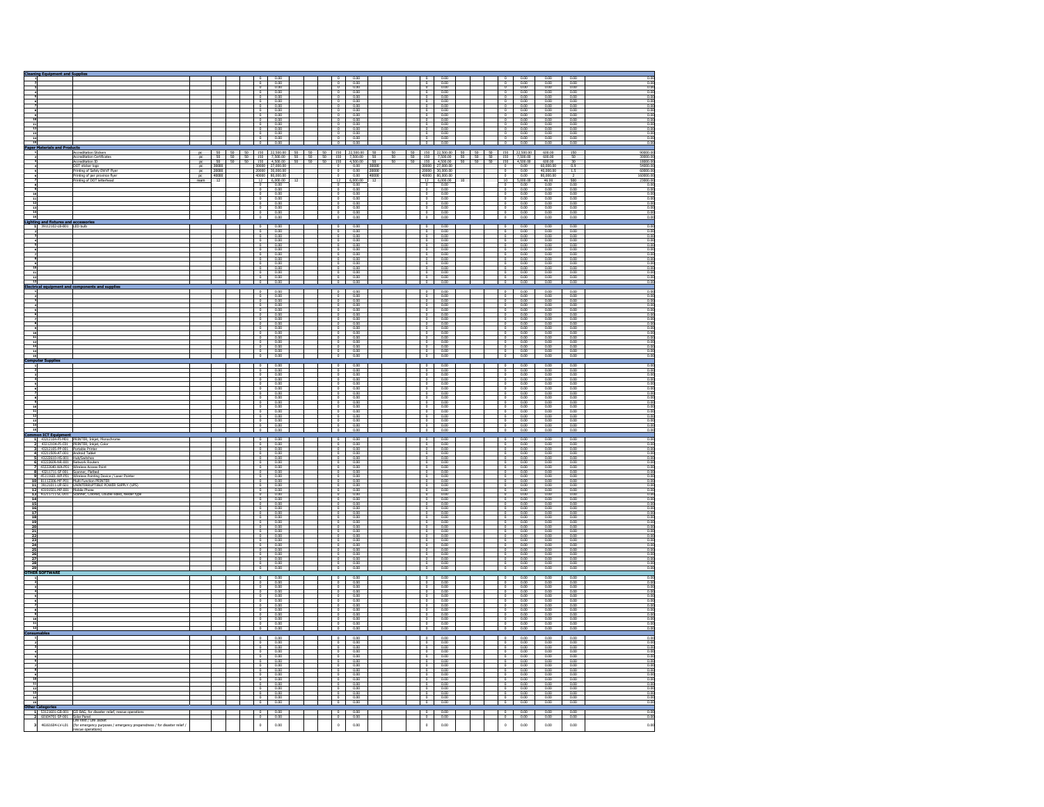| **Cleaning Equipment and Supplies** | | | | | | | | | | | | | | | | | | | | | | | | | | | |
|---|---|---|---|---|---|---|---|---|---|---|---|---|---|---|---|---|---|---|---|---|---|---|---|---|---|---|---|
| 1 | | | | | | | 0 | 0.00 | | | | 0 | 0.00 | | | | 0 | 0.00 | | | | 0 | 0.00 | 0.00 | 0.00 | | 0.00 |
| 2 | | | | | | | 0 | 0.00 | | | | 0 | 0.00 | | | | 0 | 0.00 | | | | 0 | 0.00 | 0.00 | 0.00 | | 0.00 |
| 3 | | | | | | | 0 | 0.00 | | | | 0 | 0.00 | | | | 0 | 0.00 | | | | 0 | 0.00 | 0.00 | 0.00 | | 0.00 |
| 4 | | | | | | | 0 | 0.00 | | | | 0 | 0.00 | | | | 0 | 0.00 | | | | 0 | 0.00 | 0.00 | 0.00 | | 0.00 |
| 5 | | | | | | | 0 | 0.00 | | | | 0 | 0.00 | | | | 0 | 0.00 | | | | 0 | 0.00 | 0.00 | 0.00 | | 0.00 |
| 6 | | | | | | | 0 | 0.00 | | | | 0 | 0.00 | | | | 0 | 0.00 | | | | 0 | 0.00 | 0.00 | 0.00 | | 0.00 |
| 7 | | | | | | | 0 | 0.00 | | | | 0 | 0.00 | | | | 0 | 0.00 | | | | 0 | 0.00 | 0.00 | 0.00 | | 0.00 |
| 8 | | | | | | | 0 | 0.00 | | | | 0 | 0.00 | | | | 0 | 0.00 | | | | 0 | 0.00 | 0.00 | 0.00 | | 0.00 |
| 9 | | | | | | | 0 | 0.00 | | | | 0 | 0.00 | | | | 0 | 0.00 | | | | 0 | 0.00 | 0.00 | 0.00 | | 0.00 |
| 10 | | | | | | | 0 | 0.00 | | | | 0 | 0.00 | | | | 0 | 0.00 | | | | 0 | 0.00 | 0.00 | 0.00 | | 0.00 |
| 11 | | | | | | | 0 | 0.00 | | | | 0 | 0.00 | | | | 0 | 0.00 | | | | 0 | 0.00 | 0.00 | 0.00 | | 0.00 |
| 12 | | | | | | | 0 | 0.00 | | | | 0 | 0.00 | | | | 0 | 0.00 | | | | 0 | 0.00 | 0.00 | 0.00 | | 0.00 |
| 13 | | | | | | | 0 | 0.00 | | | | 0 | 0.00 | | | | 0 | 0.00 | | | | 0 | 0.00 | 0.00 | 0.00 | | 0.00 |
| 14 | | | | | | | 0 | 0.00 | | | | 0 | 0.00 | | | | 0 | 0.00 | | | | 0 | 0.00 | 0.00 | 0.00 | | 0.00 |
| 15 | | | | | | | 0 | 0.00 | | | | 0 | 0.00 | | | | 0 | 0.00 | | | | 0 | 0.00 | 0.00 | 0.00 | | 0.00 |
| **Paper Materials and Products** | | | | | | | | | | | | | | | | | | | | | | | | | | | |
| 1 | | Accreditation Stickers | pc | 50 | 50 | 50 | 150 | 22,500.00 | 50 | 50 | 50 | 150 | 22,500.00 | 50 | 50 | 50 | 150 | 22,500.00 | 50 | 50 | 50 | 150 | 22,500.00 | 600.00 | 150 | | 90000.00 |
| 2 | | Accreditation Certificates | pc | 50 | 50 | 50 | 150 | 7,500.00 | 50 | 50 | 50 | 150 | 7,500.00 | 50 | 50 | 50 | 150 | 7,500.00 | 50 | 50 | 50 | 150 | 7,500.00 | 600.00 | 50 | | 30000.00 |
| 3 | | Accreditation ID | pc | 50 | 50 | 50 | 150 | 4,500.00 | 50 | 50 | 50 | 150 | 4,500.00 | 50 | 50 | 50 | 150 | 4,500.00 | 50 | 50 | 50 | 150 | 4,500.00 | 600.00 | 30 | | 18000.00 |
| 4 | | DOT sticker logo | pc | 30000 | | | 30000 | 27,000.00 | | | | 0 | 0.00 | 30000 | | | 30000 | 27,000.00 | | | | 0 | 0.00 | 60,000.00 | 0.9 | | 54000.00 |
| 5 | | Printing of Safety EWWF Flyer | pc | 20000 | | | 20000 | 30,000.00 | | | | 0 | 0.00 | 20000 | | | 20000 | 30,000.00 | | | | 0 | 0.00 | 40,000.00 | 1.5 | | 60000.00 |
| 6 | | Printing of per province flyer | pc | 40000 | | | 40000 | 80,000.00 | | | | 0 | 0.00 | 40000 | | | 40000 | 80,000.00 | | | | 0 | 0.00 | 80,000.00 | 2 | | 160000.00 |
| 7 | | Printing of DOT letterhead | ream | 12 | | | 12 | 6,000.00 | 12 | | | 12 | 6,000.00 | 12 | | | 12 | 6,000.00 | 10 | | | 10 | 5,000.00 | 46.00 | 500 | | 23000.00 |
| 8 | | | | | | | 0 | 0.00 | | | | 0 | 0.00 | | | | 0 | 0.00 | | | | 0 | 0.00 | 0.00 | 0.00 | | 0.00 |
| 9 | | | | | | | 0 | 0.00 | | | | 0 | 0.00 | | | | 0 | 0.00 | | | | 0 | 0.00 | 0.00 | 0.00 | | 0.00 |
| 10 | | | | | | | 0 | 0.00 | | | | 0 | 0.00 | | | | 0 | 0.00 | | | | 0 | 0.00 | 0.00 | 0.00 | | 0.00 |
| 11 | | | | | | | 0 | 0.00 | | | | 0 | 0.00 | | | | 0 | 0.00 | | | | 0 | 0.00 | 0.00 | 0.00 | | 0.00 |
| 12 | | | | | | | 0 | 0.00 | | | | 0 | 0.00 | | | | 0 | 0.00 | | | | 0 | 0.00 | 0.00 | 0.00 | | 0.00 |
| 13 | | | | | | | 0 | 0.00 | | | | 0 | 0.00 | | | | 0 | 0.00 | | | | 0 | 0.00 | 0.00 | 0.00 | | 0.00 |
| 14 | | | | | | | 0 | 0.00 | | | | 0 | 0.00 | | | | 0 | 0.00 | | | | 0 | 0.00 | 0.00 | 0.00 | | 0.00 |
| 15 | | | | | | | 0 | 0.00 | | | | 0 | 0.00 | | | | 0 | 0.00 | | | | 0 | 0.00 | 0.00 | 0.00 | | 0.00 |
| **Lighting and fixtures and accessories** | | | | | | | | | | | | | | | | | | | | | | | | | | | |
| 1 | 39112102-LB-B01 | LED bulb | | | | | 0 | 0.00 | | | | 0 | 0.00 | | | | 0 | 0.00 | | | | 0 | 0.00 | 0.00 | 0.00 | | 0.00 |
| 2 | | | | | | | 0 | 0.00 | | | | 0 | 0.00 | | | | 0 | 0.00 | | | | 0 | 0.00 | 0.00 | 0.00 | | 0.00 |
| 3 | | | | | | | 0 | 0.00 | | | | 0 | 0.00 | | | | 0 | 0.00 | | | | 0 | 0.00 | 0.00 | 0.00 | | 0.00 |
| 4 | | | | | | | 0 | 0.00 | | | | 0 | 0.00 | | | | 0 | 0.00 | | | | 0 | 0.00 | 0.00 | 0.00 | | 0.00 |
| 5 | | | | | | | 0 | 0.00 | | | | 0 | 0.00 | | | | 0 | 0.00 | | | | 0 | 0.00 | 0.00 | 0.00 | | 0.00 |
| 6 | | | | | | | 0 | 0.00 | | | | 0 | 0.00 | | | | 0 | 0.00 | | | | 0 | 0.00 | 0.00 | 0.00 | | 0.00 |
| 7 | | | | | | | 0 | 0.00 | | | | 0 | 0.00 | | | | 0 | 0.00 | | | | 0 | 0.00 | 0.00 | 0.00 | | 0.00 |
| 8 | | | | | | | 0 | 0.00 | | | | 0 | 0.00 | | | | 0 | 0.00 | | | | 0 | 0.00 | 0.00 | 0.00 | | 0.00 |
| 9 | | | | | | | 0 | 0.00 | | | | 0 | 0.00 | | | | 0 | 0.00 | | | | 0 | 0.00 | 0.00 | 0.00 | | 0.00 |
| 10 | | | | | | | 0 | 0.00 | | | | 0 | 0.00 | | | | 0 | 0.00 | | | | 0 | 0.00 | 0.00 | 0.00 | | 0.00 |
| 11 | | | | | | | 0 | 0.00 | | | | 0 | 0.00 | | | | 0 | 0.00 | | | | 0 | 0.00 | 0.00 | 0.00 | | 0.00 |
| 12 | | | | | | | 0 | 0.00 | | | | 0 | 0.00 | | | | 0 | 0.00 | | | | 0 | 0.00 | 0.00 | 0.00 | | 0.00 |
| 13 | | | | | | | 0 | 0.00 | | | | 0 | 0.00 | | | | 0 | 0.00 | | | | 0 | 0.00 | 0.00 | 0.00 | | 0.00 |
| **Electrical equipment and components and supplies** | | | | | | | | | | | | | | | | | | | | | | | | | | | |
| 1 | | | | | | | 0 | 0.00 | | | | 0 | 0.00 | | | | 0 | 0.00 | | | | 0 | 0.00 | 0.00 | 0.00 | | 0.00 |
| 2 | | | | | | | 0 | 0.00 | | | | 0 | 0.00 | | | | 0 | 0.00 | | | | 0 | 0.00 | 0.00 | 0.00 | | 0.00 |
| 3 | | | | | | | 0 | 0.00 | | | | 0 | 0.00 | | | | 0 | 0.00 | | | | 0 | 0.00 | 0.00 | 0.00 | | 0.00 |
| 4 | | | | | | | 0 | 0.00 | | | | 0 | 0.00 | | | | 0 | 0.00 | | | | 0 | 0.00 | 0.00 | 0.00 | | 0.00 |
| 5 | | | | | | | 0 | 0.00 | | | | 0 | 0.00 | | | | 0 | 0.00 | | | | 0 | 0.00 | 0.00 | 0.00 | | 0.00 |
| 6 | | | | | | | 0 | 0.00 | | | | 0 | 0.00 | | | | 0 | 0.00 | | | | 0 | 0.00 | 0.00 | 0.00 | | 0.00 |
| 7 | | | | | | | 0 | 0.00 | | | | 0 | 0.00 | | | | 0 | 0.00 | | | | 0 | 0.00 | 0.00 | 0.00 | | 0.00 |
| 8 | | | | | | | 0 | 0.00 | | | | 0 | 0.00 | | | | 0 | 0.00 | | | | 0 | 0.00 | 0.00 | 0.00 | | 0.00 |
| 9 | | | | | | | 0 | 0.00 | | | | 0 | 0.00 | | | | 0 | 0.00 | | | | 0 | 0.00 | 0.00 | 0.00 | | 0.00 |
| 10 | | | | | | | 0 | 0.00 | | | | 0 | 0.00 | | | | 0 | 0.00 | | | | 0 | 0.00 | 0.00 | 0.00 | | 0.00 |
| 11 | | | | | | | 0 | 0.00 | | | | 0 | 0.00 | | | | 0 | 0.00 | | | | 0 | 0.00 | 0.00 | 0.00 | | 0.00 |
| 12 | | | | | | | 0 | 0.00 | | | | 0 | 0.00 | | | | 0 | 0.00 | | | | 0 | 0.00 | 0.00 | 0.00 | | 0.00 |
| 13 | | | | | | | 0 | 0.00 | | | | 0 | 0.00 | | | | 0 | 0.00 | | | | 0 | 0.00 | 0.00 | 0.00 | | 0.00 |
| 14 | | | | | | | 0 | 0.00 | | | | 0 | 0.00 | | | | 0 | 0.00 | | | | 0 | 0.00 | 0.00 | 0.00 | | 0.00 |
| 15 | | | | | | | 0 | 0.00 | | | | 0 | 0.00 | | | | 0 | 0.00 | | | | 0 | 0.00 | 0.00 | 0.00 | | 0.00 |
| **Computer Supplies** | | | | | | | | | | | | | | | | | | | | | | | | | | | |
| 1 | | | | | | | 0 | 0.00 | | | | 0 | 0.00 | | | | 0 | 0.00 | | | | 0 | 0.00 | 0.00 | 0.00 | | 0.00 |
| 2 | | | | | | | 0 | 0.00 | | | | 0 | 0.00 | | | | 0 | 0.00 | | | | 0 | 0.00 | 0.00 | 0.00 | | 0.00 |
| 3 | | | | | | | 0 | 0.00 | | | | 0 | 0.00 | | | | 0 | 0.00 | | | | 0 | 0.00 | 0.00 | 0.00 | | 0.00 |
| 4 | | | | | | | 0 | 0.00 | | | | 0 | 0.00 | | | | 0 | 0.00 | | | | 0 | 0.00 | 0.00 | 0.00 | | 0.00 |
| 5 | | | | | | | 0 | 0.00 | | | | 0 | 0.00 | | | | 0 | 0.00 | | | | 0 | 0.00 | 0.00 | 0.00 | | 0.00 |
| 6 | | | | | | | 0 | 0.00 | | | | 0 | 0.00 | | | | 0 | 0.00 | | | | 0 | 0.00 | 0.00 | 0.00 | | 0.00 |
| 7 | | | | | | | 0 | 0.00 | | | | 0 | 0.00 | | | | 0 | 0.00 | | | | 0 | 0.00 | 0.00 | 0.00 | | 0.00 |
| 8 | | | | | | | 0 | 0.00 | | | | 0 | 0.00 | | | | 0 | 0.00 | | | | 0 | 0.00 | 0.00 | 0.00 | | 0.00 |
| 9 | | | | | | | 0 | 0.00 | | | | 0 | 0.00 | | | | 0 | 0.00 | | | | 0 | 0.00 | 0.00 | 0.00 | | 0.00 |
| 10 | | | | | | | 0 | 0.00 | | | | 0 | 0.00 | | | | 0 | 0.00 | | | | 0 | 0.00 | 0.00 | 0.00 | | 0.00 |
| 11 | | | | | | | 0 | 0.00 | | | | 0 | 0.00 | | | | 0 | 0.00 | | | | 0 | 0.00 | 0.00 | 0.00 | | 0.00 |
| 12 | | | | | | | 0 | 0.00 | | | | 0 | 0.00 | | | | 0 | 0.00 | | | | 0 | 0.00 | 0.00 | 0.00 | | 0.00 |
| 13 | | | | | | | 0 | 0.00 | | | | 0 | 0.00 | | | | 0 | 0.00 | | | | 0 | 0.00 | 0.00 | 0.00 | | 0.00 |
| 14 | | | | | | | 0 | 0.00 | | | | 0 | 0.00 | | | | 0 | 0.00 | | | | 0 | 0.00 | 0.00 | 0.00 | | 0.00 |
| 15 | | | | | | | 0 | 0.00 | | | | 0 | 0.00 | | | | 0 | 0.00 | | | | 0 | 0.00 | 0.00 | 0.00 | | 0.00 |
| **Common ICT Equipment** | | | | | | | | | | | | | | | | | | | | | | | | | | | |
| 1 | 43212104-PR-M01 | PRINTER, Inkjet, Monochrome | | | | | 0 | 0.00 | | | | 0 | 0.00 | | | | 0 | 0.00 | | | | 0 | 0.00 | 0.00 | 0.00 | | 0.00 |
| 2 | 43212104-PR-C01 | PRINTER, Inkjet, Color | | | | | 0 | 0.00 | | | | 0 | 0.00 | | | | 0 | 0.00 | | | | 0 | 0.00 | 0.00 | 0.00 | | 0.00 |
| 3 | 43212105-PP-001 | Portable Printer | | | | | 0 | 0.00 | | | | 0 | 0.00 | | | | 0 | 0.00 | | | | 0 | 0.00 | 0.00 | 0.00 | | 0.00 |
| 4 | 43211509-AT-001 | Android Tablet | | | | | 0 | 0.00 | | | | 0 | 0.00 | | | | 0 | 0.00 | | | | 0 | 0.00 | 0.00 | 0.00 | | 0.00 |
| 5 | 43222610-HS-001 | Hub/Switches | | | | | 0 | 0.00 | | | | 0 | 0.00 | | | | 0 | 0.00 | | | | 0 | 0.00 | 0.00 | 0.00 | | 0.00 |
| 6 | 43222609-NR-001 | Network Routers | | | | | 0 | 0.00 | | | | 0 | 0.00 | | | | 0 | 0.00 | | | | 0 | 0.00 | 0.00 | 0.00 | | 0.00 |
| 7 | 43222640-WA-P01 | Wireless Access Point | | | | | 0 | 0.00 | | | | 0 | 0.00 | | | | 0 | 0.00 | | | | 0 | 0.00 | 0.00 | 0.00 | | 0.00 |
| 8 | 43211711-SF-001 | Scanner, Flatbed | | | | | 0 | 0.00 | | | | 0 | 0.00 | | | | 0 | 0.00 | | | | 0 | 0.00 | 0.00 | 0.00 | | 0.00 |
| 9 | 46111601-WP-P01 | Wireless Pointing Device / Laser Pointer | | | | | 0 | 0.00 | | | | 0 | 0.00 | | | | 0 | 0.00 | | | | 0 | 0.00 | 0.00 | 0.00 | | 0.00 |
| 10 | 81112306-MP-P01 | Multi Function PRINTER | | | | | 0 | 0.00 | | | | 0 | 0.00 | | | | 0 | 0.00 | | | | 0 | 0.00 | 0.00 | 0.00 | | 0.00 |
| 11 | 39121011-UP-S01 | UNINTERRUPTIBLE POWER SUPPLY (UPS) | | | | | 0 | 0.00 | | | | 0 | 0.00 | | | | 0 | 0.00 | | | | 0 | 0.00 | 0.00 | 0.00 | | 0.00 |
| 12 | 43191501-MP-001 | Mobile Phone | | | | | 0 | 0.00 | | | | 0 | 0.00 | | | | 0 | 0.00 | | | | 0 | 0.00 | 0.00 | 0.00 | | 0.00 |
| 13 | 43211711-SC-D01 | Scanner, Colored, Double sided, feeder type | | | | | 0 | 0.00 | | | | 0 | 0.00 | | | | 0 | 0.00 | | | | 0 | 0.00 | 0.00 | 0.00 | | 0.00 |
| 14 | | | | | | | 0 | 0.00 | | | | 0 | 0.00 | | | | 0 | 0.00 | | | | 0 | 0.00 | 0.00 | 0.00 | | 0.00 |
| 15 | | | | | | | 0 | 0.00 | | | | 0 | 0.00 | | | | 0 | 0.00 | | | | 0 | 0.00 | 0.00 | 0.00 | | 0.00 |
| 16 | | | | | | | 0 | 0.00 | | | | 0 | 0.00 | | | | 0 | 0.00 | | | | 0 | 0.00 | 0.00 | 0.00 | | 0.00 |
| 17 | | | | | | | 0 | 0.00 | | | | 0 | 0.00 | | | | 0 | 0.00 | | | | 0 | 0.00 | 0.00 | 0.00 | | 0.00 |
| 18 | | | | | | | 0 | 0.00 | | | | 0 | 0.00 | | | | 0 | 0.00 | | | | 0 | 0.00 | 0.00 | 0.00 | | 0.00 |
| 19 | | | | | | | 0 | 0.00 | | | | 0 | 0.00 | | | | 0 | 0.00 | | | | 0 | 0.00 | 0.00 | 0.00 | | 0.00 |
| 20 | | | | | | | 0 | 0.00 | | | | 0 | 0.00 | | | | 0 | 0.00 | | | | 0 | 0.00 | 0.00 | 0.00 | | 0.00 |
| 21 | | | | | | | 0 | 0.00 | | | | 0 | 0.00 | | | | 0 | 0.00 | | | | 0 | 0.00 | 0.00 | 0.00 | | 0.00 |
| 22 | | | | | | | 0 | 0.00 | | | | 0 | 0.00 | | | | 0 | 0.00 | | | | 0 | 0.00 | 0.00 | 0.00 | | 0.00 |
| 23 | | | | | | | 0 | 0.00 | | | | 0 | 0.00 | | | | 0 | 0.00 | | | | 0 | 0.00 | 0.00 | 0.00 | | 0.00 |
| 24 | | | | | | | 0 | 0.00 | | | | 0 | 0.00 | | | | 0 | 0.00 | | | | 0 | 0.00 | 0.00 | 0.00 | | 0.00 |
| 25 | | | | | | | 0 | 0.00 | | | | 0 | 0.00 | | | | 0 | 0.00 | | | | 0 | 0.00 | 0.00 | 0.00 | | 0.00 |
| 26 | | | | | | | 0 | 0.00 | | | | 0 | 0.00 | | | | 0 | 0.00 | | | | 0 | 0.00 | 0.00 | 0.00 | | 0.00 |
| 27 | | | | | | | 0 | 0.00 | | | | 0 | 0.00 | | | | 0 | 0.00 | | | | 0 | 0.00 | 0.00 | 0.00 | | 0.00 |
| 28 | | | | | | | 0 | 0.00 | | | | 0 | 0.00 | | | | 0 | 0.00 | | | | 0 | 0.00 | 0.00 | 0.00 | | 0.00 |
| 29 | | | | | | | 0 | 0.00 | | | | 0 | 0.00 | | | | 0 | 0.00 | | | | 0 | 0.00 | 0.00 | 0.00 | | 0.00 |
| **OTHER SOFTWARE** | | | | | | | | | | | | | | | | | | | | | | | | | | | |
| 1 | | | | | | | 0 | 0.00 | | | | 0 | 0.00 | | | | 0 | 0.00 | | | | 0 | 0.00 | 0.00 | 0.00 | | 0.00 |
| 2 | | | | | | | 0 | 0.00 | | | | 0 | 0.00 | | | | 0 | 0.00 | | | | 0 | 0.00 | 0.00 | 0.00 | | 0.00 |
| 3 | | | | | | | 0 | 0.00 | | | | 0 | 0.00 | | | | 0 | 0.00 | | | | 0 | 0.00 | 0.00 | 0.00 | | 0.00 |
| 4 | | | | | | | 0 | 0.00 | | | | 0 | 0.00 | | | | 0 | 0.00 | | | | 0 | 0.00 | 0.00 | 0.00 | | 0.00 |
| 5 | | | | | | | 0 | 0.00 | | | | 0 | 0.00 | | | | 0 | 0.00 | | | | 0 | 0.00 | 0.00 | 0.00 | | 0.00 |
| 6 | | | | | | | 0 | 0.00 | | | | 0 | 0.00 | | | | 0 | 0.00 | | | | 0 | 0.00 | 0.00 | 0.00 | | 0.00 |
| 7 | | | | | | | 0 | 0.00 | | | | 0 | 0.00 | | | | 0 | 0.00 | | | | 0 | 0.00 | 0.00 | 0.00 | | 0.00 |
| 8 | | | | | | | 0 | 0.00 | | | | 0 | 0.00 | | | | 0 | 0.00 | | | | 0 | 0.00 | 0.00 | 0.00 | | 0.00 |
| 9 | | | | | | | 0 | 0.00 | | | | 0 | 0.00 | | | | 0 | 0.00 | | | | 0 | 0.00 | 0.00 | 0.00 | | 0.00 |
| 10 | | | | | | | 0 | 0.00 | | | | 0 | 0.00 | | | | 0 | 0.00 | | | | 0 | 0.00 | 0.00 | 0.00 | | 0.00 |
| 11 | | | | | | | 0 | 0.00 | | | | 0 | 0.00 | | | | 0 | 0.00 | | | | 0 | 0.00 | 0.00 | 0.00 | | 0.00 |
| 12 | | | | | | | 0 | 0.00 | | | | 0 | 0.00 | | | | 0 | 0.00 | | | | 0 | 0.00 | 0.00 | 0.00 | | 0.00 |
| **Consumables** | | | | | | | | | | | | | | | | | | | | | | | | | | | |
| 1 | | | | | | | 0 | 0.00 | | | | 0 | 0.00 | | | | 0 | 0.00 | | | | 0 | 0.00 | 0.00 | 0.00 | | 0.00 |
| 2 | | | | | | | 0 | 0.00 | | | | 0 | 0.00 | | | | 0 | 0.00 | | | | 0 | 0.00 | 0.00 | 0.00 | | 0.00 |
| 3 | | | | | | | 0 | 0.00 | | | | 0 | 0.00 | | | | 0 | 0.00 | | | | 0 | 0.00 | 0.00 | 0.00 | | 0.00 |
| 4 | | | | | | | 0 | 0.00 | | | | 0 | 0.00 | | | | 0 | 0.00 | | | | 0 | 0.00 | 0.00 | 0.00 | | 0.00 |
| 5 | | | | | | | 0 | 0.00 | | | | 0 | 0.00 | | | | 0 | 0.00 | | | | 0 | 0.00 | 0.00 | 0.00 | | 0.00 |
| 6 | | | | | | | 0 | 0.00 | | | | 0 | 0.00 | | | | 0 | 0.00 | | | | 0 | 0.00 | 0.00 | 0.00 | | 0.00 |
| 7 | | | | | | | 0 | 0.00 | | | | 0 | 0.00 | | | | 0 | 0.00 | | | | 0 | 0.00 | 0.00 | 0.00 | | 0.00 |
| 8 | | | | | | | 0 | 0.00 | | | | 0 | 0.00 | | | | 0 | 0.00 | | | | 0 | 0.00 | 0.00 | 0.00 | | 0.00 |
| 9 | | | | | | | 0 | 0.00 | | | | 0 | 0.00 | | | | 0 | 0.00 | | | | 0 | 0.00 | 0.00 | 0.00 | | 0.00 |
| 10 | | | | | | | 0 | 0.00 | | | | 0 | 0.00 | | | | 0 | 0.00 | | | | 0 | 0.00 | 0.00 | 0.00 | | 0.00 |
| 11 | | | | | | | 0 | 0.00 | | | | 0 | 0.00 | | | | 0 | 0.00 | | | | 0 | 0.00 | 0.00 | 0.00 | | 0.00 |
| 12 | | | | | | | 0 | 0.00 | | | | 0 | 0.00 | | | | 0 | 0.00 | | | | 0 | 0.00 | 0.00 | 0.00 | | 0.00 |
| 13 | | | | | | | 0 | 0.00 | | | | 0 | 0.00 | | | | 0 | 0.00 | | | | 0 | 0.00 | 0.00 | 0.00 | | 0.00 |
| 14 | | | | | | | 0 | 0.00 | | | | 0 | 0.00 | | | | 0 | 0.00 | | | | 0 | 0.00 | 0.00 | 0.00 | | 0.00 |
| 15 | | | | | | | 0 | 0.00 | | | | 0 | 0.00 | | | | 0 | 0.00 | | | | 0 | 0.00 | 0.00 | 0.00 | | 0.00 |
| **Other Categories** | | | | | | | | | | | | | | | | | | | | | | | | | | | |
| 1 | 53121601-GB-N01 | GO BAG, for disaster relief, rescue operations | | | | | 0 | 0.00 | | | | 0 | 0.00 | | | | 0 | 0.00 | | | | 0 | 0.00 | 0.00 | 0.00 | | 0.00 |
| 2 | 26104701-SP-001 | Solar Panel | | | | | 0 | 0.00 | | | | 0 | 0.00 | | | | 0 | 0.00 | | | | 0 | 0.00 | 0.00 | 0.00 | | 0.00 |
| 3 | 46161604-LV-L01 | Life Vest / Life Jacket (for emergency purposes / emergency preparedness / for disaster relief / rescue operations) | | | | | 0 | 0.00 | | | | 0 | 0.00 | | | | 0 | 0.00 | | | | 0 | 0.00 | 0.00 | 0.00 | | 0.00 |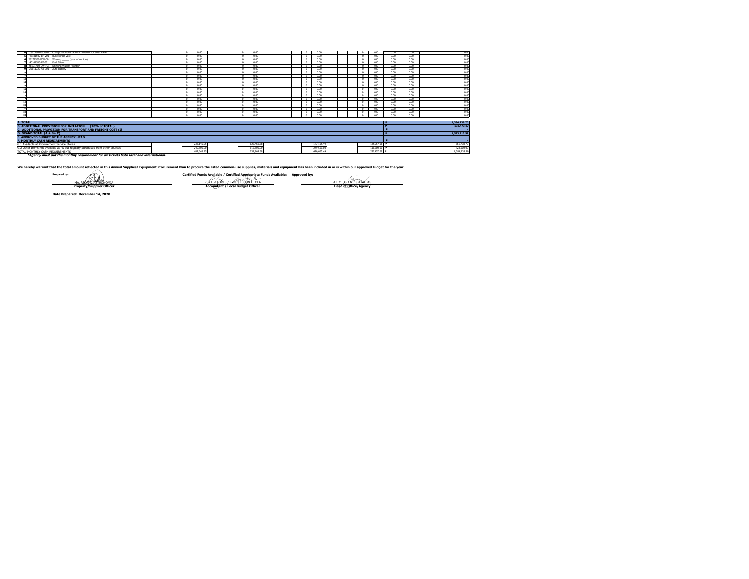| | | | | | | | | | | | | | | | | | | | | | | | |
|---|---|---|---|---|---|---|---|---|---|---|---|---|---|---|---|---|---|---|---|---|---|---|---|
| 4 | 26111607-CC-S01 | Charge Controller and DC Inverter for Solar Panel | | | | 0 | 0.00 | | | 0 | 0.00 | | | 0 | 0.00 | | | 0 | 0.00 | 0.00 | 0.00 | 0.00 |
| 5 | 46181502-BF-V01 | Bullet proof vest | | | | 0 | 0.00 | | | 0 | 0.00 | | | 0 | 0.00 | | | 0 | 0.00 | 0.00 | 0.00 | 0.00 |
| 6 | 25172502-WW-001 | Wheels, (type of vehicle) | | | | 0 | 0.00 | | | 0 | 0.00 | | | 0 | 0.00 | | | 0 | 0.00 | 0.00 | 0.00 | 0.00 |
| 7 | 40161513-FF-001 | Fuel Filters | | | | 0 | 0.00 | | | 0 | 0.00 | | | 0 | 0.00 | | | 0 | 0.00 | 0.00 | 0.00 | 0.00 |
| 8 | 48101710-DW-F01 | Drinking Water/ Fountain | | | | 0 | 0.00 | | | 0 | 0.00 | | | 0 | 0.00 | | | 0 | 0.00 | 0.00 | 0.00 | 0.00 |
| 9 | 26111729-AB-001 | Auto Battery | | | | 0 | 0.00 | | | 0 | 0.00 | | | 0 | 0.00 | | | 0 | 0.00 | 0.00 | 0.00 | 0.00 |
| 10 | | | | | | 0 | 0.00 | | | 0 | 0.00 | | | 0 | 0.00 | | | 0 | 0.00 | 0.00 | 0.00 | 0.00 |
| 11 | | | | | | 0 | 0.00 | | | 0 | 0.00 | | | 0 | 0.00 | | | 0 | 0.00 | 0.00 | 0.00 | 0.00 |
| 12 | | | | | | 0 | 0.00 | | | 0 | 0.00 | | | 0 | 0.00 | | | 0 | 0.00 | 0.00 | 0.00 | 0.00 |
| 13 | | | | | | 0 | 0.00 | | | 0 | 0.00 | | | 0 | 0.00 | | | 0 | 0.00 | 0.00 | 0.00 | 0.00 |
| 14 | | | | | | 0 | 0.00 | | | 0 | 0.00 | | | 0 | 0.00 | | | 0 | 0.00 | 0.00 | 0.00 | 0.00 |
| 15 | | | | | | 0 | 0.00 | | | 0 | 0.00 | | | 0 | 0.00 | | | 0 | 0.00 | 0.00 | 0.00 | 0.00 |
| 16 | | | | | | 0 | 0.00 | | | 0 | 0.00 | | | 0 | 0.00 | | | 0 | 0.00 | 0.00 | 0.00 | 0.00 |
| 17 | | | | | | 0 | 0.00 | | | 0 | 0.00 | | | 0 | 0.00 | | | 0 | 0.00 | 0.00 | 0.00 | 0.00 |
| 18 | | | | | | 0 | 0.00 | | | 0 | 0.00 | | | 0 | 0.00 | | | 0 | 0.00 | 0.00 | 0.00 | 0.00 |
| 19 | | | | | | 0 | 0.00 | | | 0 | 0.00 | | | 0 | 0.00 | | | 0 | 0.00 | 0.00 | 0.00 | 0.00 |
| 20 | | | | | | 0 | 0.00 | | | 0 | 0.00 | | | 0 | 0.00 | | | 0 | 0.00 | 0.00 | 0.00 | 0.00 |
| 21 | | | | | | 0 | 0.00 | | | 0 | 0.00 | | | 0 | 0.00 | | | 0 | 0.00 | 0.00 | 0.00 | 0.00 |
| 22 | | | | | | 0 | 0.00 | | | 0 | 0.00 | | | 0 | 0.00 | | | 0 | 0.00 | 0.00 | 0.00 | 0.00 |
| 23 | | | | | | 0 | 0.00 | | | 0 | 0.00 | | | 0 | 0.00 | | | 0 | 0.00 | 0.00 | 0.00 | 0.00 |

| | | | | | | |
|---|---|---|---|---|---|---|
| **A. TOTAL** | | | | | ₱ | **1,384,738.70** |
| **B. ADDITIONAL PROVISION FOR INFLATION (10% of TOTAL)** | | | | | ₱ | **138,473.87** |
| **C. ADDITIONAL PROVISION FOR TRANSPORT AND FREIGHT COST (If** | | | | | ₱ | - |
| **D. GRAND TOTAL (A + B+ C)** | | | | | ₱ | **1,523,212.57** |
| **E. APPROVED BUDGET BY THE AGENCY HEAD** | | | | | | - |
| **F. MONTHLY CASH REQUIREMENTS** | | | | | ₱ | - |
| G.1 Available at Procurement Service Stores | 233,145.95 | 125,469.58 | 177,165.49 | 125,957.68 | ₱ | 661,738.70 |
| G.2 Other Items not available at PS but regulary purchased from other sources | 249,500.00 | 112,500.00 | 249,500.00 | 111,500.00 | ₱ | 723,000.00 |
| TOTAL MONTHLY CASH REQUIREMENTS | 482,645.95 | 237,969.58 | 426,665.49 | 237,457.68 | ₱ | 1,384,738.70 |

***Agency must put the monthly requirement for air tickets both local and international.**

**We hereby warrant that the total amount reflected in this Annual Supplies/ Equipment Procurement Plan to procure the listed common-use supplies, materials and equipment has been included in or is within our approved budget for the year.**

**Prepared by:**

MA. REGINE ASTRONOMIA
**Property/Supplier Officer**

**Certified Funds Available / Certified Appropriate Funds Available:**

REX H. FLORES / ERNEST JOHN C. OLA
**Accountant / Local Budget Officer**

**Approved by:**

ATTY. HELEN T. CATALBAS
**Head of Office/Agency**

**Date Prepared: December 14, 2020**